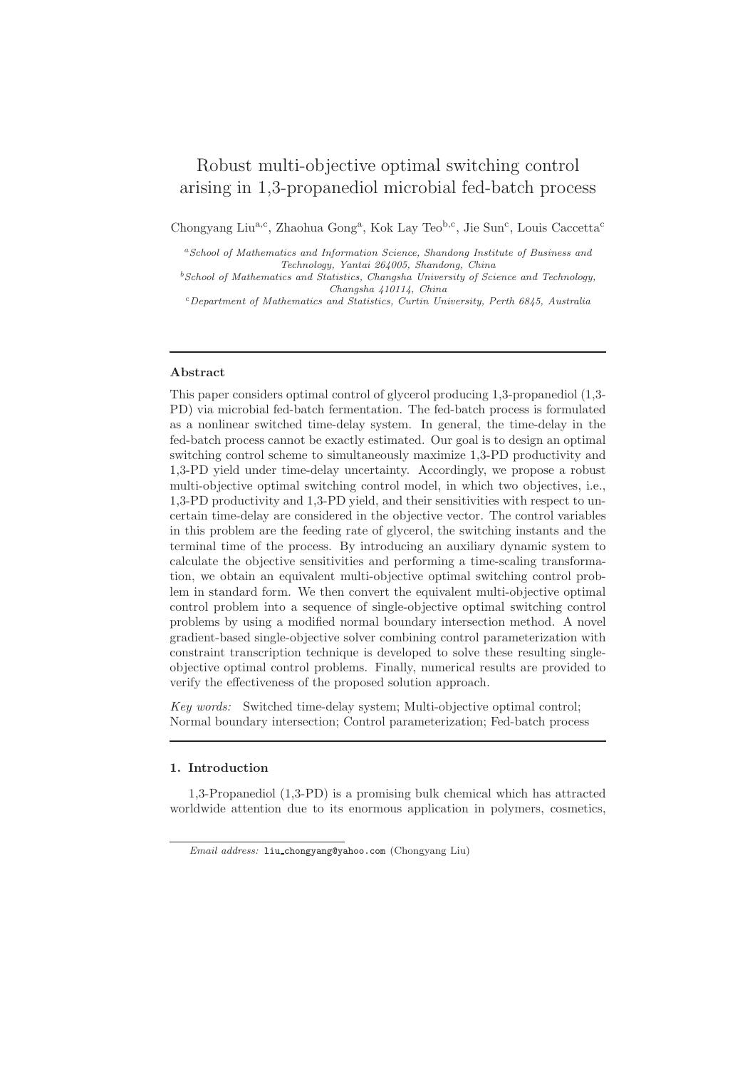# Robust multi-objective optimal switching control arising in 1,3-propanediol microbial fed-batch process

Chongyang Liu[a,c], Zhaohua Gong[a], Kok Lay Teo[b,c], Jie Sun[c], Louis Caccetta[c]

[a] *School of Mathematics and Information Science, Shandong Institute of Business and Technology, Yantai 264005, Shandong, China*

[b] *School of Mathematics and Statistics, Changsha University of Science and Technology, Changsha 410114, China*

[c] *Department of Mathematics and Statistics, Curtin University, Perth 6845, Australia*

---

**Abstract**

This paper considers optimal control of glycerol producing 1,3-propanediol (1,3-PD) via microbial fed-batch fermentation. The fed-batch process is formulated as a nonlinear switched time-delay system. In general, the time-delay in the fed-batch process cannot be exactly estimated. Our goal is to design an optimal switching control scheme to simultaneously maximize 1,3-PD productivity and 1,3-PD yield under time-delay uncertainty. Accordingly, we propose a robust multi-objective optimal switching control model, in which two objectives, i.e., 1,3-PD productivity and 1,3-PD yield, and their sensitivities with respect to uncertain time-delay are considered in the objective vector. The control variables in this problem are the feeding rate of glycerol, the switching instants and the terminal time of the process. By introducing an auxiliary dynamic system to calculate the objective sensitivities and performing a time-scaling transformation, we obtain an equivalent multi-objective optimal switching control problem in standard form. We then convert the equivalent multi-objective optimal control problem into a sequence of single-objective optimal switching control problems by using a modified normal boundary intersection method. A novel gradient-based single-objective solver combining control parameterization with constraint transcription technique is developed to solve these resulting single-objective optimal control problems. Finally, numerical results are provided to verify the effectiveness of the proposed solution approach.

*Key words:* Switched time-delay system; Multi-objective optimal control; Normal boundary intersection; Control parameterization; Fed-batch process

---

## 1. Introduction

1,3-Propanediol (1,3-PD) is a promising bulk chemical which has attracted worldwide attention due to its enormous application in polymers, cosmetics,

*Email address:* liu_chongyang@yahoo.com (Chongyang Liu)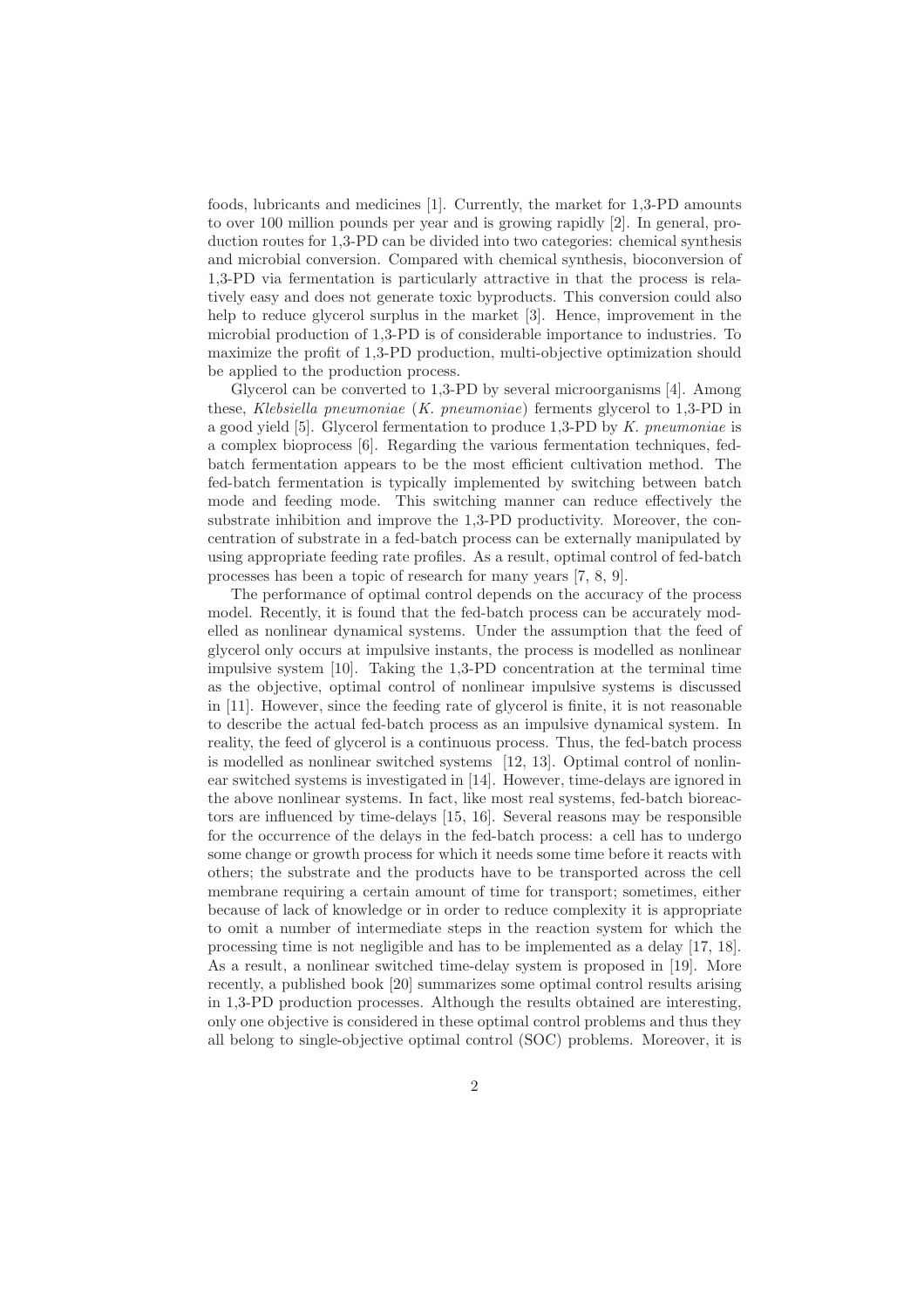foods, lubricants and medicines [1]. Currently, the market for 1,3-PD amounts to over 100 million pounds per year and is growing rapidly [2]. In general, production routes for 1,3-PD can be divided into two categories: chemical synthesis and microbial conversion. Compared with chemical synthesis, bioconversion of 1,3-PD via fermentation is particularly attractive in that the process is relatively easy and does not generate toxic byproducts. This conversion could also help to reduce glycerol surplus in the market [3]. Hence, improvement in the microbial production of 1,3-PD is of considerable importance to industries. To maximize the profit of 1,3-PD production, multi-objective optimization should be applied to the production process.

Glycerol can be converted to 1,3-PD by several microorganisms [4]. Among these, *Klebsiella pneumoniae* (*K. pneumoniae*) ferments glycerol to 1,3-PD in a good yield [5]. Glycerol fermentation to produce 1,3-PD by *K. pneumoniae* is a complex bioprocess [6]. Regarding the various fermentation techniques, fed-batch fermentation appears to be the most efficient cultivation method. The fed-batch fermentation is typically implemented by switching between batch mode and feeding mode. This switching manner can reduce effectively the substrate inhibition and improve the 1,3-PD productivity. Moreover, the concentration of substrate in a fed-batch process can be externally manipulated by using appropriate feeding rate profiles. As a result, optimal control of fed-batch processes has been a topic of research for many years [7, 8, 9].

The performance of optimal control depends on the accuracy of the process model. Recently, it is found that the fed-batch process can be accurately modelled as nonlinear dynamical systems. Under the assumption that the feed of glycerol only occurs at impulsive instants, the process is modelled as nonlinear impulsive system [10]. Taking the 1,3-PD concentration at the terminal time as the objective, optimal control of nonlinear impulsive systems is discussed in [11]. However, since the feeding rate of glycerol is finite, it is not reasonable to describe the actual fed-batch process as an impulsive dynamical system. In reality, the feed of glycerol is a continuous process. Thus, the fed-batch process is modelled as nonlinear switched systems [12, 13]. Optimal control of nonlinear switched systems is investigated in [14]. However, time-delays are ignored in the above nonlinear systems. In fact, like most real systems, fed-batch bioreactors are influenced by time-delays [15, 16]. Several reasons may be responsible for the occurrence of the delays in the fed-batch process: a cell has to undergo some change or growth process for which it needs some time before it reacts with others; the substrate and the products have to be transported across the cell membrane requiring a certain amount of time for transport; sometimes, either because of lack of knowledge or in order to reduce complexity it is appropriate to omit a number of intermediate steps in the reaction system for which the processing time is not negligible and has to be implemented as a delay [17, 18]. As a result, a nonlinear switched time-delay system is proposed in [19]. More recently, a published book [20] summarizes some optimal control results arising in 1,3-PD production processes. Although the results obtained are interesting, only one objective is considered in these optimal control problems and thus they all belong to single-objective optimal control (SOC) problems. Moreover, it is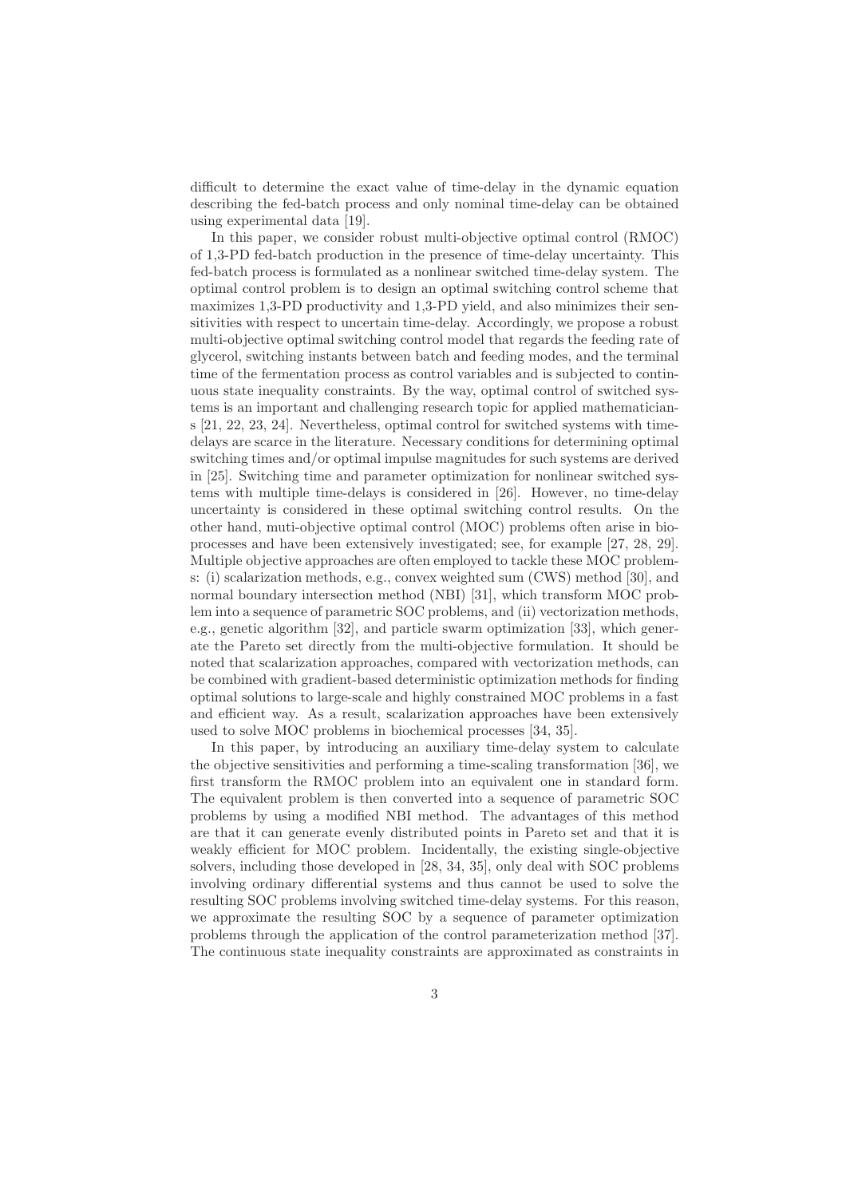difficult to determine the exact value of time-delay in the dynamic equation describing the fed-batch process and only nominal time-delay can be obtained using experimental data [19].

In this paper, we consider robust multi-objective optimal control (RMOC) of 1,3-PD fed-batch production in the presence of time-delay uncertainty. This fed-batch process is formulated as a nonlinear switched time-delay system. The optimal control problem is to design an optimal switching control scheme that maximizes 1,3-PD productivity and 1,3-PD yield, and also minimizes their sensitivities with respect to uncertain time-delay. Accordingly, we propose a robust multi-objective optimal switching control model that regards the feeding rate of glycerol, switching instants between batch and feeding modes, and the terminal time of the fermentation process as control variables and is subjected to continuous state inequality constraints. By the way, optimal control of switched systems is an important and challenging research topic for applied mathematicians [21, 22, 23, 24]. Nevertheless, optimal control for switched systems with time-delays are scarce in the literature. Necessary conditions for determining optimal switching times and/or optimal impulse magnitudes for such systems are derived in [25]. Switching time and parameter optimization for nonlinear switched systems with multiple time-delays is considered in [26]. However, no time-delay uncertainty is considered in these optimal switching control results. On the other hand, muti-objective optimal control (MOC) problems often arise in bioprocesses and have been extensively investigated; see, for example [27, 28, 29]. Multiple objective approaches are often employed to tackle these MOC problems: (i) scalarization methods, e.g., convex weighted sum (CWS) method [30], and normal boundary intersection method (NBI) [31], which transform MOC problem into a sequence of parametric SOC problems, and (ii) vectorization methods, e.g., genetic algorithm [32], and particle swarm optimization [33], which generate the Pareto set directly from the multi-objective formulation. It should be noted that scalarization approaches, compared with vectorization methods, can be combined with gradient-based deterministic optimization methods for finding optimal solutions to large-scale and highly constrained MOC problems in a fast and efficient way. As a result, scalarization approaches have been extensively used to solve MOC problems in biochemical processes [34, 35].

In this paper, by introducing an auxiliary time-delay system to calculate the objective sensitivities and performing a time-scaling transformation [36], we first transform the RMOC problem into an equivalent one in standard form. The equivalent problem is then converted into a sequence of parametric SOC problems by using a modified NBI method. The advantages of this method are that it can generate evenly distributed points in Pareto set and that it is weakly efficient for MOC problem. Incidentally, the existing single-objective solvers, including those developed in [28, 34, 35], only deal with SOC problems involving ordinary differential systems and thus cannot be used to solve the resulting SOC problems involving switched time-delay systems. For this reason, we approximate the resulting SOC by a sequence of parameter optimization problems through the application of the control parameterization method [37]. The continuous state inequality constraints are approximated as constraints in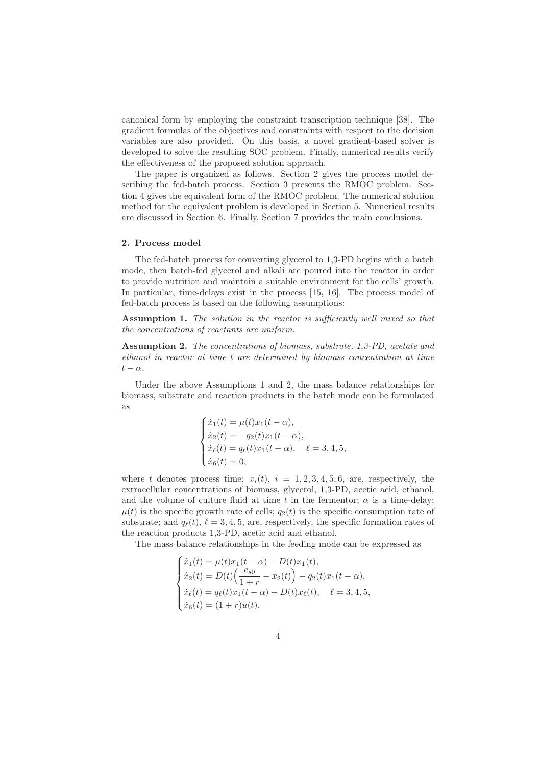canonical form by employing the constraint transcription technique [38]. The gradient formulas of the objectives and constraints with respect to the decision variables are also provided. On this basis, a novel gradient-based solver is developed to solve the resulting SOC problem. Finally, numerical results verify the effectiveness of the proposed solution approach.

The paper is organized as follows. Section 2 gives the process model describing the fed-batch process. Section 3 presents the RMOC problem. Section 4 gives the equivalent form of the RMOC problem. The numerical solution method for the equivalent problem is developed in Section 5. Numerical results are discussed in Section 6. Finally, Section 7 provides the main conclusions.

## 2. Process model

The fed-batch process for converting glycerol to 1,3-PD begins with a batch mode, then batch-fed glycerol and alkali are poured into the reactor in order to provide nutrition and maintain a suitable environment for the cells' growth. In particular, time-delays exist in the process [15, 16]. The process model of fed-batch process is based on the following assumptions:

**Assumption 1.** *The solution in the reactor is sufficiently well mixed so that the concentrations of reactants are uniform.*

**Assumption 2.** *The concentrations of biomass, substrate, 1,3-PD, acetate and ethanol in reactor at time $t$ are determined by biomass concentration at time $t - \alpha$.*

Under the above Assumptions 1 and 2, the mass balance relationships for biomass, substrate and reaction products in the batch mode can be formulated as

$$
\begin{cases}
\dot{x}_1(t) = \mu(t) x_1(t-\alpha), \\
\dot{x}_2(t) = -q_2(t) x_1(t-\alpha), \\
\dot{x}_\ell(t) = q_\ell(t) x_1(t-\alpha), \quad \ell = 3, 4, 5, \\
\dot{x}_6(t) = 0,
\end{cases}
$$

where $t$ denotes process time; $x_i(t)$, $i = 1, 2, 3, 4, 5, 6$, are, respectively, the extracellular concentrations of biomass, glycerol, 1,3-PD, acetic acid, ethanol, and the volume of culture fluid at time $t$ in the fermentor; $\alpha$ is a time-delay; $\mu(t)$ is the specific growth rate of cells; $q_2(t)$ is the specific consumption rate of substrate; and $q_\ell(t)$, $\ell = 3, 4, 5$, are, respectively, the specific formation rates of the reaction products 1,3-PD, acetic acid and ethanol.

The mass balance relationships in the feeding mode can be expressed as

$$
\begin{cases}
\dot{x}_1(t) = \mu(t) x_1(t-\alpha) - D(t) x_1(t), \\
\dot{x}_2(t) = D(t)\Big(\dfrac{c_{s0}}{1+r} - x_2(t)\Big) - q_2(t) x_1(t-\alpha), \\
\dot{x}_\ell(t) = q_\ell(t) x_1(t-\alpha) - D(t) x_\ell(t), \quad \ell = 3, 4, 5, \\
\dot{x}_6(t) = (1+r) u(t),
\end{cases}
$$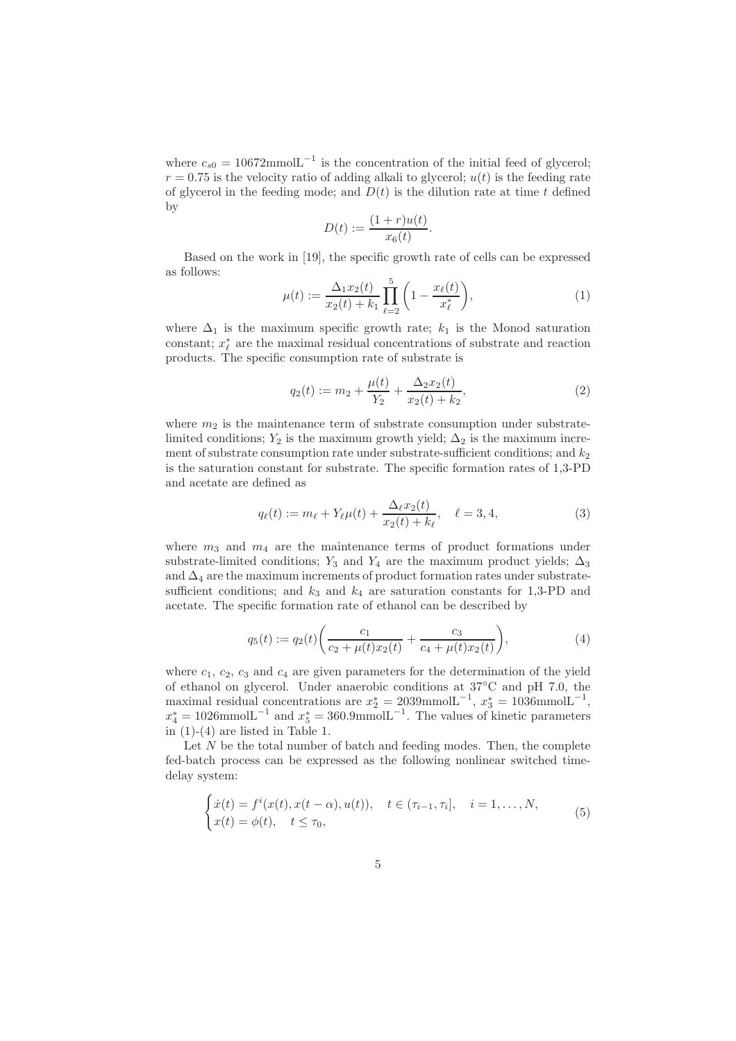where $c_{s0} = 10672 \text{mmolL}^{-1}$ is the concentration of the initial feed of glycerol; $r = 0.75$ is the velocity ratio of adding alkali to glycerol; $u(t)$ is the feeding rate of glycerol in the feeding mode; and $D(t)$ is the dilution rate at time $t$ defined by

$$D(t) := \frac{(1+r)u(t)}{x_6(t)}.$$

Based on the work in [19], the specific growth rate of cells can be expressed as follows:

$$\mu(t) := \frac{\Delta_1 x_2(t)}{x_2(t) + k_1} \prod_{\ell=2}^{5} \left(1 - \frac{x_\ell(t)}{x_\ell^*}\right), \tag{1}$$

where $\Delta_1$ is the maximum specific growth rate; $k_1$ is the Monod saturation constant; $x_\ell^*$ are the maximal residual concentrations of substrate and reaction products. The specific consumption rate of substrate is

$$q_2(t) := m_2 + \frac{\mu(t)}{Y_2} + \frac{\Delta_2 x_2(t)}{x_2(t) + k_2}, \tag{2}$$

where $m_2$ is the maintenance term of substrate consumption under substrate-limited conditions; $Y_2$ is the maximum growth yield; $\Delta_2$ is the maximum increment of substrate consumption rate under substrate-sufficient conditions; and $k_2$ is the saturation constant for substrate. The specific formation rates of 1,3-PD and acetate are defined as

$$q_\ell(t) := m_\ell + Y_\ell \mu(t) + \frac{\Delta_\ell x_2(t)}{x_2(t) + k_\ell}, \quad \ell = 3, 4, \tag{3}$$

where $m_3$ and $m_4$ are the maintenance terms of product formations under substrate-limited conditions; $Y_3$ and $Y_4$ are the maximum product yields; $\Delta_3$ and $\Delta_4$ are the maximum increments of product formation rates under substrate-sufficient conditions; and $k_3$ and $k_4$ are saturation constants for 1,3-PD and acetate. The specific formation rate of ethanol can be described by

$$q_5(t) := q_2(t)\left(\frac{c_1}{c_2 + \mu(t)x_2(t)} + \frac{c_3}{c_4 + \mu(t)x_2(t)}\right), \tag{4}$$

where $c_1$, $c_2$, $c_3$ and $c_4$ are given parameters for the determination of the yield of ethanol on glycerol. Under anaerobic conditions at $37^\circ$C and pH 7.0, the maximal residual concentrations are $x_2^* = 2039 \text{mmolL}^{-1}$, $x_3^* = 1036 \text{mmolL}^{-1}$, $x_4^* = 1026 \text{mmolL}^{-1}$ and $x_5^* = 360.9 \text{mmolL}^{-1}$. The values of kinetic parameters in (1)-(4) are listed in Table 1.

Let $N$ be the total number of batch and feeding modes. Then, the complete fed-batch process can be expressed as the following nonlinear switched time-delay system:

$$\begin{cases} \dot{x}(t) = f^i(x(t), x(t-\alpha), u(t)), & t \in (\tau_{i-1}, \tau_i], \quad i = 1, \ldots, N, \\ x(t) = \phi(t), & t \leq \tau_0, \end{cases} \tag{5}$$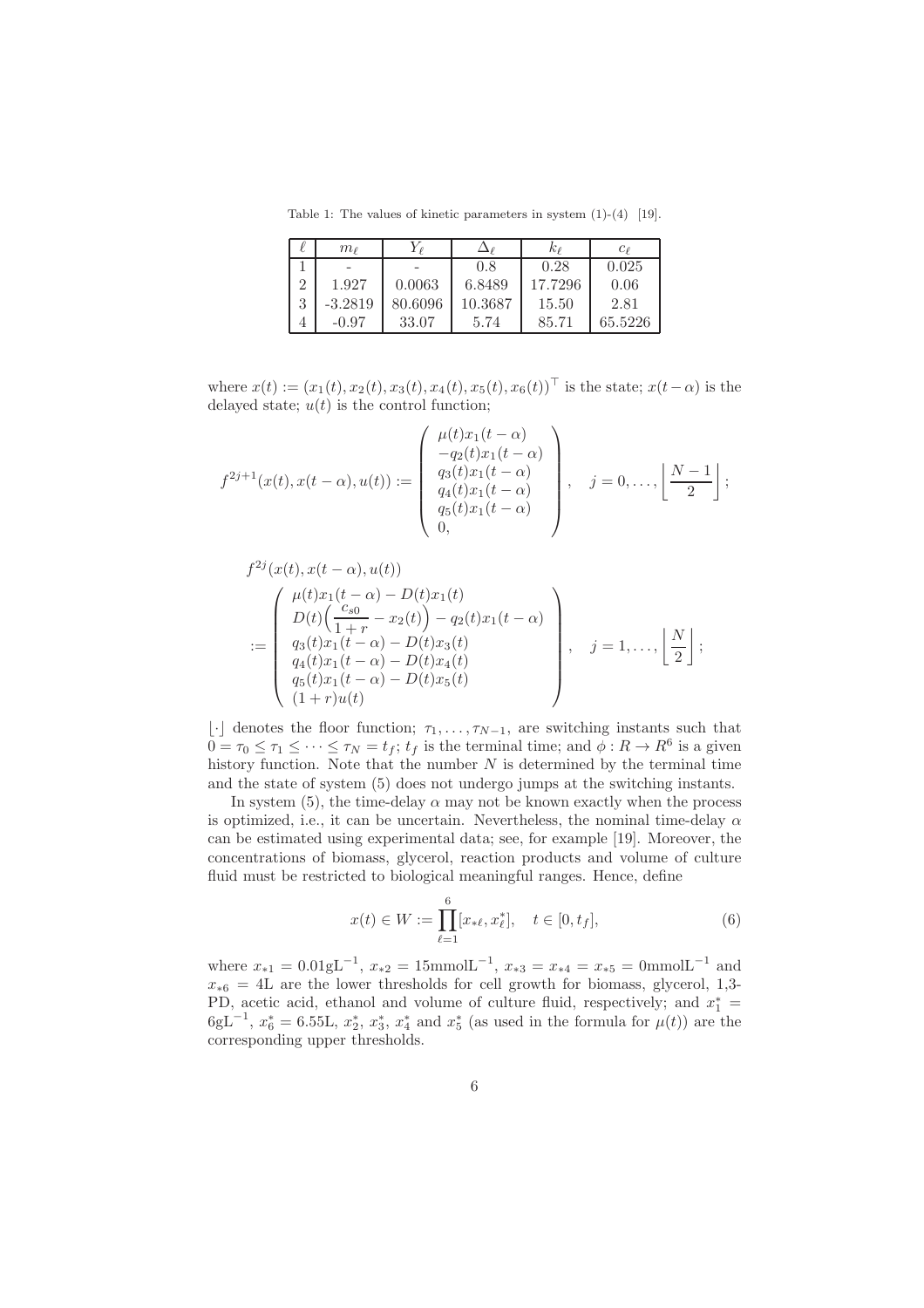Table 1: The values of kinetic parameters in system (1)-(4) [19].

| $\ell$ | $m_\ell$ | $Y_\ell$ | $\Delta_\ell$ | $k_\ell$ | $c_\ell$ |
|---|---|---|---|---|---|
| 1 | - | - | 0.8 | 0.28 | 0.025 |
| 2 | 1.927 | 0.0063 | 6.8489 | 17.7296 | 0.06 |
| 3 | -3.2819 | 80.6096 | 10.3687 | 15.50 | 2.81 |
| 4 | -0.97 | 33.07 | 5.74 | 85.71 | 65.5226 |

where $x(t) := (x_1(t), x_2(t), x_3(t), x_4(t), x_5(t), x_6(t))^\top$ is the state; $x(t-\alpha)$ is the delayed state; $u(t)$ is the control function;

$$f^{2j+1}(x(t), x(t-\alpha), u(t)) := \begin{pmatrix} \mu(t)x_1(t-\alpha) \\ -q_2(t)x_1(t-\alpha) \\ q_3(t)x_1(t-\alpha) \\ q_4(t)x_1(t-\alpha) \\ q_5(t)x_1(t-\alpha) \\ 0, \end{pmatrix}, \quad j = 0, \ldots, \left\lfloor \frac{N-1}{2} \right\rfloor;$$

$$f^{2j}(x(t), x(t-\alpha), u(t)) := \begin{pmatrix} \mu(t)x_1(t-\alpha) - D(t)x_1(t) \\ D(t)\Big(\dfrac{c_{s0}}{1+r} - x_2(t)\Big) - q_2(t)x_1(t-\alpha) \\ q_3(t)x_1(t-\alpha) - D(t)x_3(t) \\ q_4(t)x_1(t-\alpha) - D(t)x_4(t) \\ q_5(t)x_1(t-\alpha) - D(t)x_5(t) \\ (1+r)u(t) \end{pmatrix}, \quad j = 1, \ldots, \left\lfloor \frac{N}{2} \right\rfloor;$$

$\lfloor \cdot \rfloor$ denotes the floor function; $\tau_1, \ldots, \tau_{N-1}$, are switching instants such that $0 = \tau_0 \le \tau_1 \le \cdots \le \tau_N = t_f$; $t_f$ is the terminal time; and $\phi : R \to R^6$ is a given history function. Note that the number $N$ is determined by the terminal time and the state of system (5) does not undergo jumps at the switching instants.

In system (5), the time-delay $\alpha$ may not be known exactly when the process is optimized, i.e., it can be uncertain. Nevertheless, the nominal time-delay $\alpha$ can be estimated using experimental data; see, for example [19]. Moreover, the concentrations of biomass, glycerol, reaction products and volume of culture fluid must be restricted to biological meaningful ranges. Hence, define

$$x(t) \in W := \prod_{\ell=1}^{6} [x_{*\ell}, x_\ell^*], \quad t \in [0, t_f], \tag{6}$$

where $x_{*1} = 0.01\text{gL}^{-1}$, $x_{*2} = 15\text{mmolL}^{-1}$, $x_{*3} = x_{*4} = x_{*5} = 0\text{mmolL}^{-1}$ and $x_{*6} = 4\text{L}$ are the lower thresholds for cell growth for biomass, glycerol, 1,3-PD, acetic acid, ethanol and volume of culture fluid, respectively; and $x_1^* = 6\text{gL}^{-1}$, $x_6^* = 6.55\text{L}$, $x_2^*$, $x_3^*$, $x_4^*$ and $x_5^*$ (as used in the formula for $\mu(t)$) are the corresponding upper thresholds.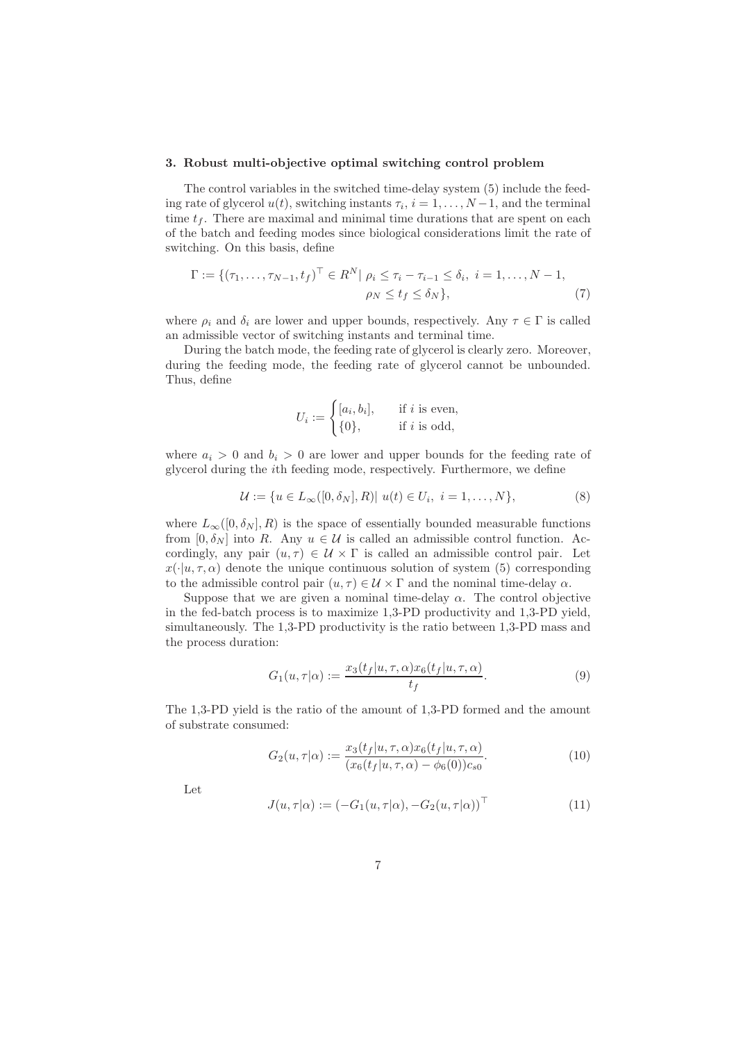### 3. Robust multi-objective optimal switching control problem

The control variables in the switched time-delay system (5) include the feeding rate of glycerol $u(t)$, switching instants $\tau_i$, $i = 1, \ldots, N-1$, and the terminal time $t_f$. There are maximal and minimal time durations that are spent on each of the batch and feeding modes since biological considerations limit the rate of switching. On this basis, define

$$\Gamma := \{(\tau_1, \ldots, \tau_{N-1}, t_f)^\top \in R^N | \ \rho_i \leq \tau_i - \tau_{i-1} \leq \delta_i, \ i = 1, \ldots, N-1, \\ \rho_N \leq t_f \leq \delta_N\}, \tag{7}$$

where $\rho_i$ and $\delta_i$ are lower and upper bounds, respectively. Any $\tau \in \Gamma$ is called an admissible vector of switching instants and terminal time.

During the batch mode, the feeding rate of glycerol is clearly zero. Moreover, during the feeding mode, the feeding rate of glycerol cannot be unbounded. Thus, define

$$U_i := \begin{cases} [a_i, b_i], & \text{if } i \text{ is even}, \\ \{0\}, & \text{if } i \text{ is odd}, \end{cases}$$

where $a_i > 0$ and $b_i > 0$ are lower and upper bounds for the feeding rate of glycerol during the $i$th feeding mode, respectively. Furthermore, we define

$$\mathcal{U} := \{u \in L_\infty([0, \delta_N], R) | \ u(t) \in U_i, \ i = 1, \ldots, N\}, \tag{8}$$

where $L_\infty([0, \delta_N], R)$ is the space of essentially bounded measurable functions from $[0, \delta_N]$ into $R$. Any $u \in \mathcal{U}$ is called an admissible control function. Accordingly, any pair $(u, \tau) \in \mathcal{U} \times \Gamma$ is called an admissible control pair. Let $x(\cdot|u, \tau, \alpha)$ denote the unique continuous solution of system (5) corresponding to the admissible control pair $(u, \tau) \in \mathcal{U} \times \Gamma$ and the nominal time-delay $\alpha$.

Suppose that we are given a nominal time-delay $\alpha$. The control objective in the fed-batch process is to maximize 1,3-PD productivity and 1,3-PD yield, simultaneously. The 1,3-PD productivity is the ratio between 1,3-PD mass and the process duration:

$$G_1(u, \tau|\alpha) := \frac{x_3(t_f|u, \tau, \alpha)x_6(t_f|u, \tau, \alpha)}{t_f}. \tag{9}$$

The 1,3-PD yield is the ratio of the amount of 1,3-PD formed and the amount of substrate consumed:

$$G_2(u, \tau|\alpha) := \frac{x_3(t_f|u, \tau, \alpha)x_6(t_f|u, \tau, \alpha)}{(x_6(t_f|u, \tau, \alpha) - \phi_6(0))c_{s0}}. \tag{10}$$

Let

$$J(u, \tau|\alpha) := (-G_1(u, \tau|\alpha), -G_2(u, \tau|\alpha))^\top \tag{11}$$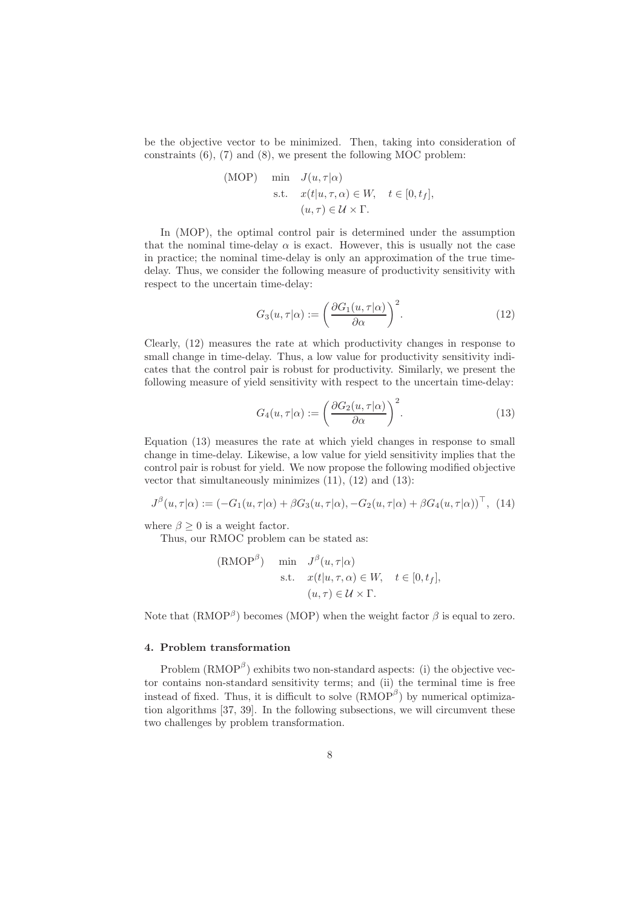be the objective vector to be minimized. Then, taking into consideration of constraints (6), (7) and (8), we present the following MOC problem:

$$
\begin{aligned}
\text{(MOP)} \quad & \min \quad J(u, \tau|\alpha) \\
& \text{s.t.} \quad x(t|u, \tau, \alpha) \in W, \quad t \in [0, t_f], \\
& \qquad\; (u, \tau) \in \mathcal{U} \times \Gamma.
\end{aligned}
$$

In (MOP), the optimal control pair is determined under the assumption that the nominal time-delay $\alpha$ is exact. However, this is usually not the case in practice; the nominal time-delay is only an approximation of the true time-delay. Thus, we consider the following measure of productivity sensitivity with respect to the uncertain time-delay:

$$
G_3(u, \tau|\alpha) := \left( \frac{\partial G_1(u, \tau|\alpha)}{\partial \alpha} \right)^2. \tag{12}
$$

Clearly, (12) measures the rate at which productivity changes in response to small change in time-delay. Thus, a low value for productivity sensitivity indicates that the control pair is robust for productivity. Similarly, we present the following measure of yield sensitivity with respect to the uncertain time-delay:

$$
G_4(u, \tau|\alpha) := \left( \frac{\partial G_2(u, \tau|\alpha)}{\partial \alpha} \right)^2. \tag{13}
$$

Equation (13) measures the rate at which yield changes in response to small change in time-delay. Likewise, a low value for yield sensitivity implies that the control pair is robust for yield. We now propose the following modified objective vector that simultaneously minimizes (11), (12) and (13):

$$
J^\beta(u, \tau|\alpha) := (-G_1(u, \tau|\alpha) + \beta G_3(u, \tau|\alpha), -G_2(u, \tau|\alpha) + \beta G_4(u, \tau|\alpha))^\top, \tag{14}
$$

where $\beta \geq 0$ is a weight factor.

Thus, our RMOC problem can be stated as:

$$
\begin{aligned}
(\text{RMOP}^\beta) \quad & \min \quad J^\beta(u, \tau|\alpha) \\
& \text{s.t.} \quad x(t|u, \tau, \alpha) \in W, \quad t \in [0, t_f], \\
& \qquad\; (u, \tau) \in \mathcal{U} \times \Gamma.
\end{aligned}
$$

Note that $(\text{RMOP}^\beta)$ becomes (MOP) when the weight factor $\beta$ is equal to zero.

## 4. Problem transformation

Problem $(\text{RMOP}^\beta)$ exhibits two non-standard aspects: (i) the objective vector contains non-standard sensitivity terms; and (ii) the terminal time is free instead of fixed. Thus, it is difficult to solve $(\text{RMOP}^\beta)$ by numerical optimization algorithms [37, 39]. In the following subsections, we will circumvent these two challenges by problem transformation.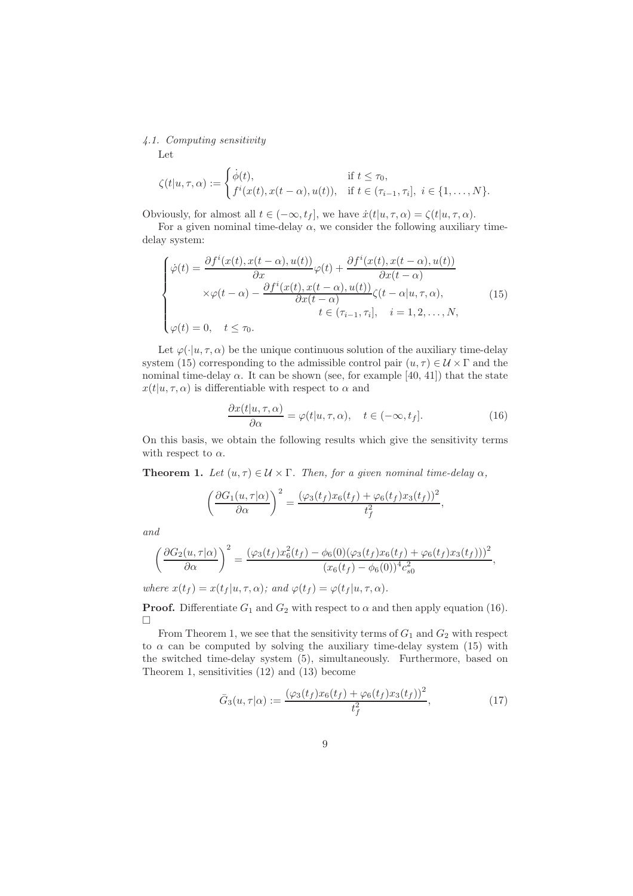*4.1. Computing sensitivity*

Let

$$\zeta(t|u,\tau,\alpha) := \begin{cases} \dot{\phi}(t), & \text{if } t \leq \tau_0, \\ f^i(x(t), x(t-\alpha), u(t)), & \text{if } t \in (\tau_{i-1}, \tau_i],\ i \in \{1, \ldots, N\}. \end{cases}$$

Obviously, for almost all $t \in (-\infty, t_f]$, we have $\dot{x}(t|u,\tau,\alpha) = \zeta(t|u,\tau,\alpha)$.

For a given nominal time-delay $\alpha$, we consider the following auxiliary time-delay system:

$$\begin{cases} \dot{\varphi}(t) = \dfrac{\partial f^i(x(t), x(t-\alpha), u(t))}{\partial x}\varphi(t) + \dfrac{\partial f^i(x(t), x(t-\alpha), u(t))}{\partial x(t-\alpha)} \\ \qquad \times \varphi(t-\alpha) - \dfrac{\partial f^i(x(t), x(t-\alpha), u(t))}{\partial x(t-\alpha)}\zeta(t-\alpha|u,\tau,\alpha), \\ \qquad\qquad\qquad\qquad t \in (\tau_{i-1}, \tau_i], \quad i = 1, 2, \ldots, N, \\ \varphi(t) = 0, \quad t \leq \tau_0. \end{cases} \tag{15}$$

Let $\varphi(\cdot|u,\tau,\alpha)$ be the unique continuous solution of the auxiliary time-delay system (15) corresponding to the admissible control pair $(u,\tau) \in \mathcal{U} \times \Gamma$ and the nominal time-delay $\alpha$. It can be shown (see, for example [40, 41]) that the state $x(t|u,\tau,\alpha)$ is differentiable with respect to $\alpha$ and

$$\frac{\partial x(t|u,\tau,\alpha)}{\partial \alpha} = \varphi(t|u,\tau,\alpha), \quad t \in (-\infty, t_f]. \tag{16}$$

On this basis, we obtain the following results which give the sensitivity terms with respect to $\alpha$.

**Theorem 1.** *Let $(u,\tau) \in \mathcal{U} \times \Gamma$. Then, for a given nominal time-delay $\alpha$,*

$$\left(\frac{\partial G_1(u,\tau|\alpha)}{\partial \alpha}\right)^2 = \frac{(\varphi_3(t_f)x_6(t_f) + \varphi_6(t_f)x_3(t_f))^2}{t_f^2},$$

*and*

$$\left(\frac{\partial G_2(u,\tau|\alpha)}{\partial \alpha}\right)^2 = \frac{(\varphi_3(t_f)x_6^2(t_f) - \phi_6(0)(\varphi_3(t_f)x_6(t_f) + \varphi_6(t_f)x_3(t_f)))^2}{(x_6(t_f) - \phi_6(0))^4 c_{s0}^2},$$

*where $x(t_f) = x(t_f|u,\tau,\alpha)$; and $\varphi(t_f) = \varphi(t_f|u,\tau,\alpha)$.*

**Proof.** Differentiate $G_1$ and $G_2$ with respect to $\alpha$ and then apply equation (16). □

From Theorem 1, we see that the sensitivity terms of $G_1$ and $G_2$ with respect to $\alpha$ can be computed by solving the auxiliary time-delay system (15) with the switched time-delay system (5), simultaneously. Furthermore, based on Theorem 1, sensitivities (12) and (13) become

$$\bar{G}_3(u,\tau|\alpha) := \frac{(\varphi_3(t_f)x_6(t_f) + \varphi_6(t_f)x_3(t_f))^2}{t_f^2}, \tag{17}$$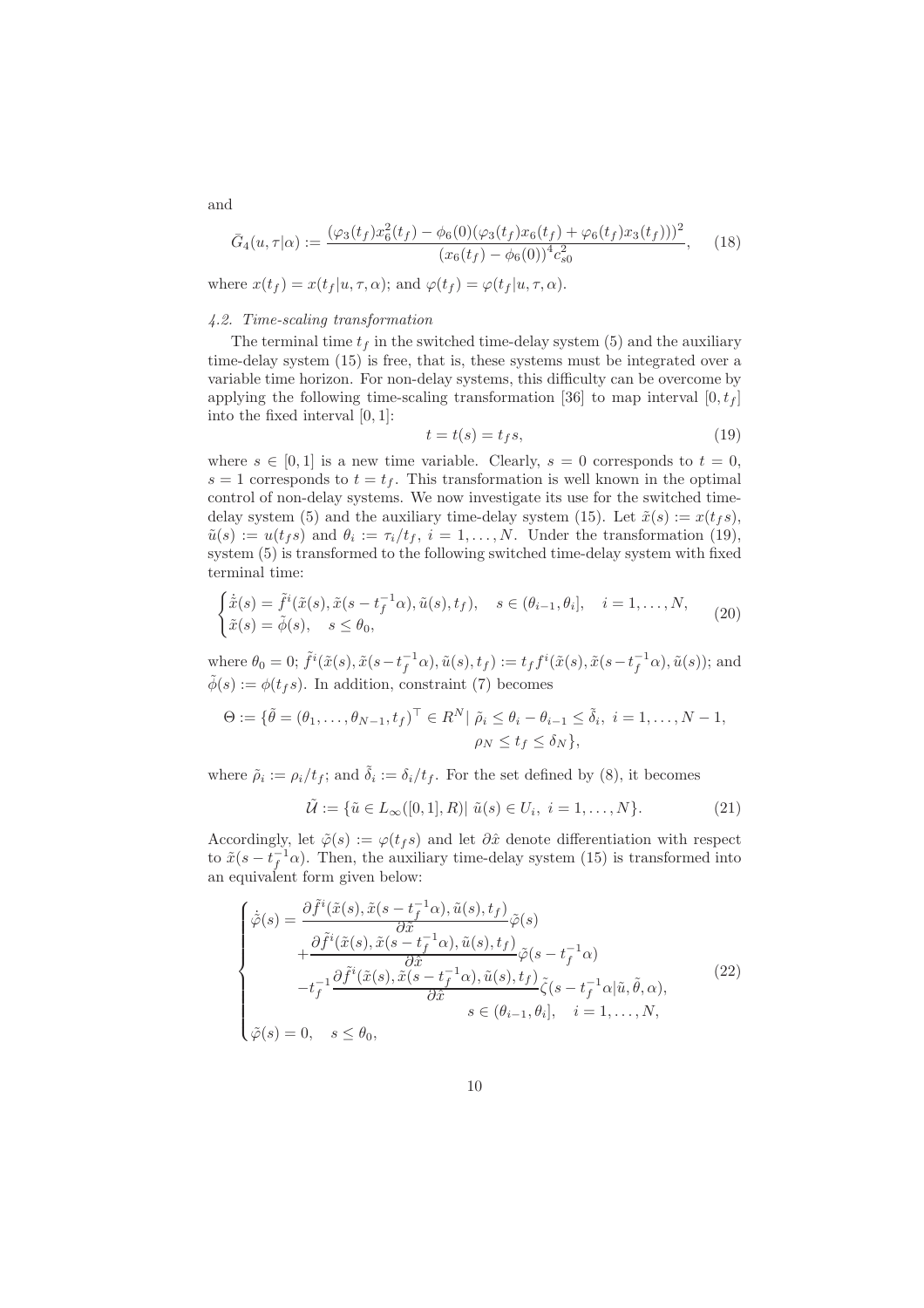and

$$
\bar{G}_4(u,\tau|\alpha) := \frac{(\varphi_3(t_f)x_6^2(t_f) - \phi_6(0)(\varphi_3(t_f)x_6(t_f) + \varphi_6(t_f)x_3(t_f)))^2}{(x_6(t_f) - \phi_6(0))^4 c_{s0}^2}, \quad (18)
$$

where $x(t_f) = x(t_f|u,\tau,\alpha)$; and $\varphi(t_f) = \varphi(t_f|u,\tau,\alpha)$.

### 4.2. Time-scaling transformation

The terminal time $t_f$ in the switched time-delay system (5) and the auxiliary time-delay system (15) is free, that is, these systems must be integrated over a variable time horizon. For non-delay systems, this difficulty can be overcome by applying the following time-scaling transformation [36] to map interval $[0, t_f]$ into the fixed interval $[0, 1]$:

$$
t = t(s) = t_f s, \quad (19)
$$

where $s \in [0, 1]$ is a new time variable. Clearly, $s = 0$ corresponds to $t = 0$, $s = 1$ corresponds to $t = t_f$. This transformation is well known in the optimal control of non-delay systems. We now investigate its use for the switched time-delay system (5) and the auxiliary time-delay system (15). Let $\tilde{x}(s) := x(t_f s)$, $\tilde{u}(s) := u(t_f s)$ and $\theta_i := \tau_i/t_f$, $i = 1, \ldots, N$. Under the transformation (19), system (5) is transformed to the following switched time-delay system with fixed terminal time:

$$
\begin{cases}
\dot{\tilde{x}}(s) = \tilde{f}^i(\tilde{x}(s), \tilde{x}(s - t_f^{-1}\alpha), \tilde{u}(s), t_f), \quad s \in (\theta_{i-1}, \theta_i], \quad i = 1, \ldots, N, \\
\tilde{x}(s) = \tilde{\phi}(s), \quad s \leq \theta_0,
\end{cases} \quad (20)
$$

where $\theta_0 = 0$; $\tilde{f}^i(\tilde{x}(s), \tilde{x}(s - t_f^{-1}\alpha), \tilde{u}(s), t_f) := t_f f^i(\tilde{x}(s), \tilde{x}(s - t_f^{-1}\alpha), \tilde{u}(s))$; and $\tilde{\phi}(s) := \phi(t_f s)$. In addition, constraint (7) becomes

$$
\Theta := \{\tilde{\theta} = (\theta_1, \ldots, \theta_{N-1}, t_f)^\top \in R^N |\ \tilde{\rho}_i \leq \theta_i - \theta_{i-1} \leq \tilde{\delta}_i,\ i = 1, \ldots, N-1, \\
\rho_N \leq t_f \leq \delta_N\},
$$

where $\tilde{\rho}_i := \rho_i/t_f$; and $\tilde{\delta}_i := \delta_i/t_f$. For the set defined by (8), it becomes

$$
\tilde{\mathcal{U}} := \{\tilde{u} \in L_\infty([0,1], R) |\ \tilde{u}(s) \in U_i,\ i = 1, \ldots, N\}. \quad (21)
$$

Accordingly, let $\tilde{\varphi}(s) := \varphi(t_f s)$ and let $\partial\hat{x}$ denote differentiation with respect to $\tilde{x}(s - t_f^{-1}\alpha)$. Then, the auxiliary time-delay system (15) is transformed into an equivalent form given below:

$$
\begin{cases}
\dot{\tilde{\varphi}}(s) = \dfrac{\partial \tilde{f}^i(\tilde{x}(s), \tilde{x}(s - t_f^{-1}\alpha), \tilde{u}(s), t_f)}{\partial \tilde{x}} \tilde{\varphi}(s) \\
\qquad + \dfrac{\partial \tilde{f}^i(\tilde{x}(s), \tilde{x}(s - t_f^{-1}\alpha), \tilde{u}(s), t_f)}{\partial \hat{x}} \tilde{\varphi}(s - t_f^{-1}\alpha) \\
\qquad - t_f^{-1} \dfrac{\partial \tilde{f}^i(\tilde{x}(s), \tilde{x}(s - t_f^{-1}\alpha), \tilde{u}(s), t_f)}{\partial \hat{x}} \tilde{\zeta}(s - t_f^{-1}\alpha | \tilde{u}, \tilde{\theta}, \alpha), \\
\qquad \qquad \qquad \qquad s \in (\theta_{i-1}, \theta_i], \quad i = 1, \ldots, N, \\
\tilde{\varphi}(s) = 0, \quad s \leq \theta_0,
\end{cases} \quad (22)
$$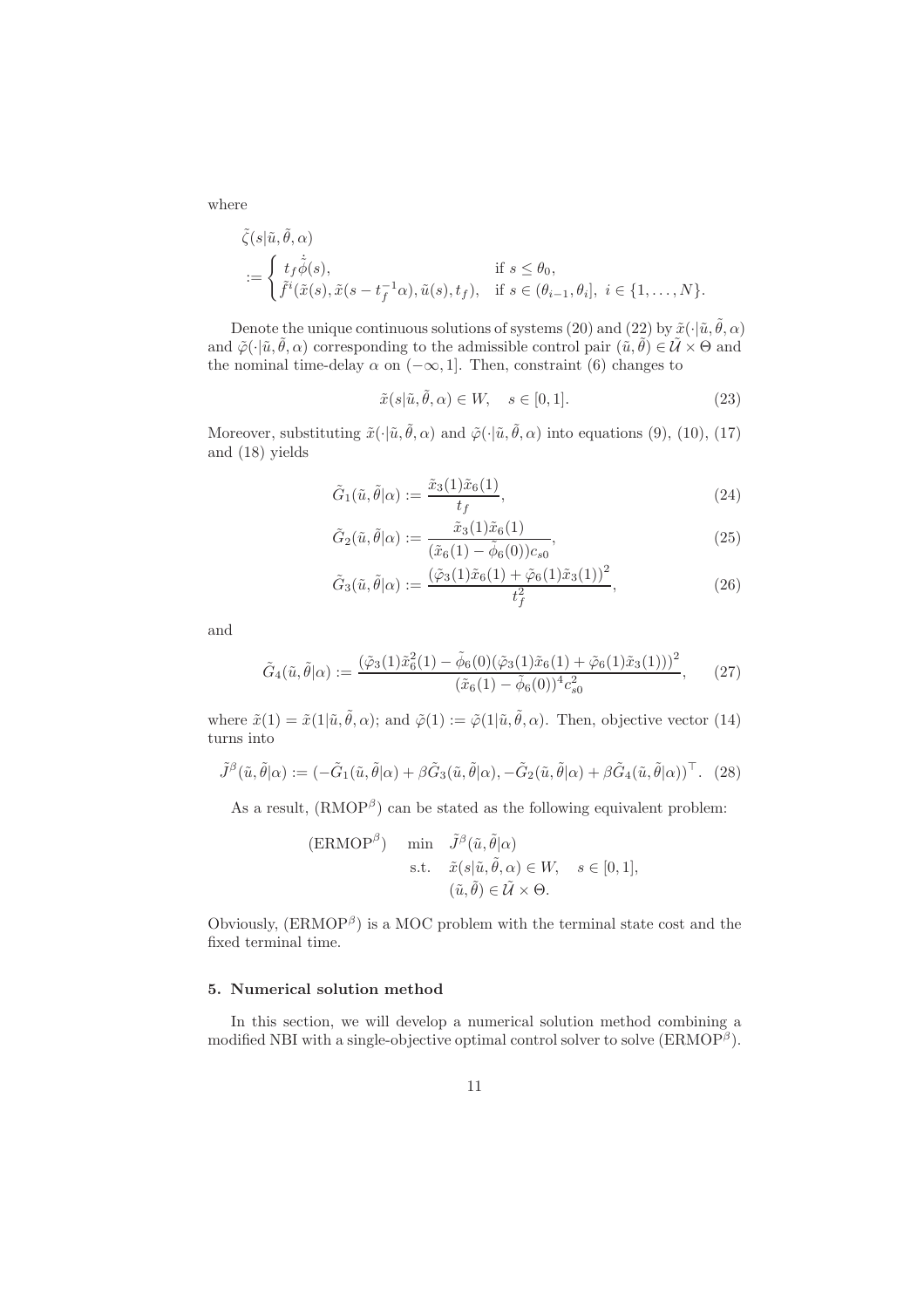where

$$\tilde{\zeta}(s|\tilde{u},\tilde{\theta},\alpha)$$
$$:= \begin{cases} t_f \dot{\tilde{\phi}}(s), & \text{if } s \leq \theta_0, \\ \tilde{f}^i(\tilde{x}(s), \tilde{x}(s - t_f^{-1}\alpha), \tilde{u}(s), t_f), & \text{if } s \in (\theta_{i-1}, \theta_i],\ i \in \{1, \ldots, N\}. \end{cases}$$

Denote the unique continuous solutions of systems (20) and (22) by $\tilde{x}(\cdot|\tilde{u},\tilde{\theta},\alpha)$ and $\tilde{\varphi}(\cdot|\tilde{u},\tilde{\theta},\alpha)$ corresponding to the admissible control pair $(\tilde{u},\tilde{\theta}) \in \tilde{\mathcal{U}} \times \Theta$ and the nominal time-delay $\alpha$ on $(-\infty, 1]$. Then, constraint (6) changes to

$$\tilde{x}(s|\tilde{u},\tilde{\theta},\alpha) \in W, \quad s \in [0,1]. \tag{23}$$

Moreover, substituting $\tilde{x}(\cdot|\tilde{u},\tilde{\theta},\alpha)$ and $\tilde{\varphi}(\cdot|\tilde{u},\tilde{\theta},\alpha)$ into equations (9), (10), (17) and (18) yields

$$\tilde{G}_1(\tilde{u},\tilde{\theta}|\alpha) := \frac{\tilde{x}_3(1)\tilde{x}_6(1)}{t_f}, \tag{24}$$

$$\tilde{G}_2(\tilde{u},\tilde{\theta}|\alpha) := \frac{\tilde{x}_3(1)\tilde{x}_6(1)}{(\tilde{x}_6(1) - \tilde{\phi}_6(0))c_{s0}}, \tag{25}$$

$$\tilde{G}_3(\tilde{u},\tilde{\theta}|\alpha) := \frac{(\tilde{\varphi}_3(1)\tilde{x}_6(1) + \tilde{\varphi}_6(1)\tilde{x}_3(1))^2}{t_f^2}, \tag{26}$$

and

$$\tilde{G}_4(\tilde{u},\tilde{\theta}|\alpha) := \frac{(\tilde{\varphi}_3(1)\tilde{x}_6^2(1) - \tilde{\phi}_6(0)(\tilde{\varphi}_3(1)\tilde{x}_6(1) + \tilde{\varphi}_6(1)\tilde{x}_3(1)))^2}{(\tilde{x}_6(1) - \tilde{\phi}_6(0))^4 c_{s0}^2}, \tag{27}$$

where $\tilde{x}(1) = \tilde{x}(1|\tilde{u},\tilde{\theta},\alpha)$; and $\tilde{\varphi}(1) := \tilde{\varphi}(1|\tilde{u},\tilde{\theta},\alpha)$. Then, objective vector (14) turns into

$$\tilde{J}^\beta(\tilde{u},\tilde{\theta}|\alpha) := (-\tilde{G}_1(\tilde{u},\tilde{\theta}|\alpha) + \beta\tilde{G}_3(\tilde{u},\tilde{\theta}|\alpha), -\tilde{G}_2(\tilde{u},\tilde{\theta}|\alpha) + \beta\tilde{G}_4(\tilde{u},\tilde{\theta}|\alpha))^\top. \tag{28}$$

As a result, (RMOP$^\beta$) can be stated as the following equivalent problem:

$$\begin{aligned} (\text{ERMOP}^\beta) \quad \min \quad & \tilde{J}^\beta(\tilde{u},\tilde{\theta}|\alpha) \\ \text{s.t.} \quad & \tilde{x}(s|\tilde{u},\tilde{\theta},\alpha) \in W, \quad s \in [0,1], \\ & (\tilde{u},\tilde{\theta}) \in \tilde{\mathcal{U}} \times \Theta. \end{aligned}$$

Obviously, (ERMOP$^\beta$) is a MOC problem with the terminal state cost and the fixed terminal time.

## 5. Numerical solution method

In this section, we will develop a numerical solution method combining a modified NBI with a single-objective optimal control solver to solve (ERMOP$^\beta$).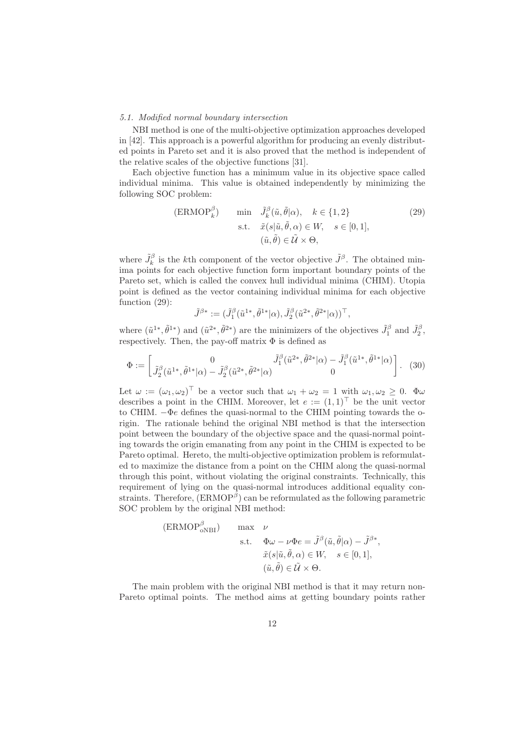### 5.1. Modified normal boundary intersection

NBI method is one of the multi-objective optimization approaches developed in [42]. This approach is a powerful algorithm for producing an evenly distributed points in Pareto set and it is also proved that the method is independent of the relative scales of the objective functions [31].

Each objective function has a minimum value in its objective space called individual minima. This value is obtained independently by minimizing the following SOC problem:

$$
\begin{aligned}
(\text{ERMOP}_k^\beta) \qquad & \min \quad \tilde{J}_k^\beta(\tilde{u},\tilde{\theta}|\alpha), \quad k \in \{1,2\} \\
& \text{s.t.} \quad \tilde{x}(s|\tilde{u},\tilde{\theta},\alpha) \in W, \quad s \in [0,1], \\
& \qquad\ (\tilde{u},\tilde{\theta}) \in \tilde{\mathcal{U}} \times \Theta,
\end{aligned} \tag{29}
$$

where $\tilde{J}_k^\beta$ is the $k$th component of the vector objective $\tilde{J}^\beta$. The obtained minima points for each objective function form important boundary points of the Pareto set, which is called the convex hull individual minima (CHIM). Utopia point is defined as the vector containing individual minima for each objective function (29):

$$
\tilde{J}^{\beta *} := (\tilde{J}_1^\beta(\tilde{u}^{1*},\tilde{\theta}^{1*}|\alpha), \tilde{J}_2^\beta(\tilde{u}^{2*},\tilde{\theta}^{2*}|\alpha))^\top,
$$

where $(\tilde{u}^{1*},\tilde{\theta}^{1*})$ and $(\tilde{u}^{2*},\tilde{\theta}^{2*})$ are the minimizers of the objectives $\tilde{J}_1^\beta$ and $\tilde{J}_2^\beta$, respectively. Then, the pay-off matrix $\Phi$ is defined as

$$
\Phi := \begin{bmatrix} 0 & \tilde{J}_1^\beta(\tilde{u}^{2*},\tilde{\theta}^{2*}|\alpha) - \tilde{J}_1^\beta(\tilde{u}^{1*},\tilde{\theta}^{1*}|\alpha) \\ \tilde{J}_2^\beta(\tilde{u}^{1*},\tilde{\theta}^{1*}|\alpha) - \tilde{J}_2^\beta(\tilde{u}^{2*},\tilde{\theta}^{2*}|\alpha) & 0 \end{bmatrix}. \tag{30}
$$

Let $\omega := (\omega_1,\omega_2)^\top$ be a vector such that $\omega_1 + \omega_2 = 1$ with $\omega_1,\omega_2 \geq 0$. $\Phi\omega$ describes a point in the CHIM. Moreover, let $e := (1,1)^\top$ be the unit vector to CHIM. $-\Phi e$ defines the quasi-normal to the CHIM pointing towards the origin. The rationale behind the original NBI method is that the intersection point between the boundary of the objective space and the quasi-normal pointing towards the origin emanating from any point in the CHIM is expected to be Pareto optimal. Hereto, the multi-objective optimization problem is reformulated to maximize the distance from a point on the CHIM along the quasi-normal through this point, without violating the original constraints. Technically, this requirement of lying on the quasi-normal introduces additional equality constraints. Therefore, $(\text{ERMOP}^\beta)$ can be reformulated as the following parametric SOC problem by the original NBI method:

$$
\begin{aligned}
(\text{ERMOP}_{\text{oNBI}}^\beta) \qquad & \max \quad \nu \\
& \text{s.t.} \quad \Phi\omega - \nu\Phi e = \tilde{J}^\beta(\tilde{u},\tilde{\theta}|\alpha) - \tilde{J}^{\beta *}, \\
& \qquad\ \tilde{x}(s|\tilde{u},\tilde{\theta},\alpha) \in W, \quad s \in [0,1], \\
& \qquad\ (\tilde{u},\tilde{\theta}) \in \tilde{\mathcal{U}} \times \Theta.
\end{aligned}
$$

The main problem with the original NBI method is that it may return non-Pareto optimal points. The method aims at getting boundary points rather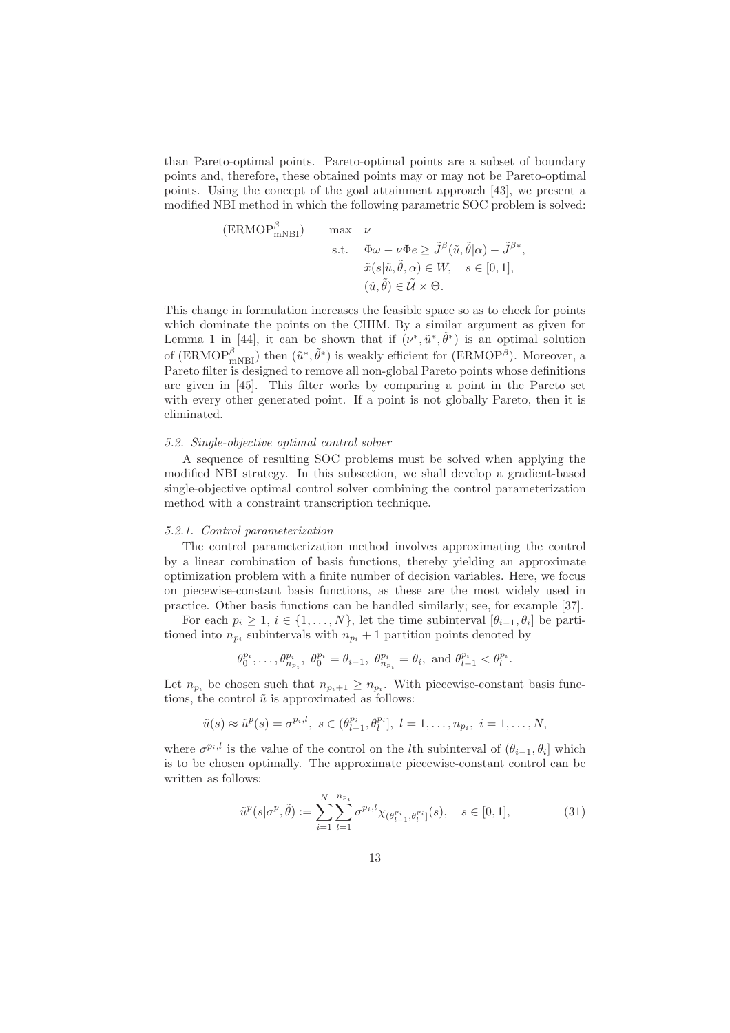than Pareto-optimal points. Pareto-optimal points are a subset of boundary points and, therefore, these obtained points may or may not be Pareto-optimal points. Using the concept of the goal attainment approach [43], we present a modified NBI method in which the following parametric SOC problem is solved:

$$
\begin{aligned}
(\text{ERMOP}^{\beta}_{\text{mNBI}}) \qquad & \max \quad \nu \\
& \text{s.t.} \quad \Phi\omega - \nu\Phi e \geq \tilde{J}^{\beta}(\tilde{u}, \tilde{\theta}|\alpha) - \tilde{J}^{\beta *}, \\
& \qquad\;\; \tilde{x}(s|\tilde{u}, \tilde{\theta}, \alpha) \in W, \quad s \in [0, 1], \\
& \qquad\;\; (\tilde{u}, \tilde{\theta}) \in \tilde{\mathcal{U}} \times \Theta.
\end{aligned}
$$

This change in formulation increases the feasible space so as to check for points which dominate the points on the CHIM. By a similar argument as given for Lemma 1 in [44], it can be shown that if $(\nu^*, \tilde{u}^*, \tilde{\theta}^*)$ is an optimal solution of $(\text{ERMOP}^{\beta}_{\text{mNBI}})$ then $(\tilde{u}^*, \tilde{\theta}^*)$ is weakly efficient for $(\text{ERMOP}^{\beta})$. Moreover, a Pareto filter is designed to remove all non-global Pareto points whose definitions are given in [45]. This filter works by comparing a point in the Pareto set with every other generated point. If a point is not globally Pareto, then it is eliminated.

### *5.2. Single-objective optimal control solver*

A sequence of resulting SOC problems must be solved when applying the modified NBI strategy. In this subsection, we shall develop a gradient-based single-objective optimal control solver combining the control parameterization method with a constraint transcription technique.

#### *5.2.1. Control parameterization*

The control parameterization method involves approximating the control by a linear combination of basis functions, thereby yielding an approximate optimization problem with a finite number of decision variables. Here, we focus on piecewise-constant basis functions, as these are the most widely used in practice. Other basis functions can be handled similarly; see, for example [37].

For each $p_i \geq 1$, $i \in \{1, \ldots, N\}$, let the time subinterval $[\theta_{i-1}, \theta_i]$ be partitioned into $n_{p_i}$ subintervals with $n_{p_i} + 1$ partition points denoted by

$$
\theta_0^{p_i}, \ldots, \theta_{n_{p_i}}^{p_i}, \; \theta_0^{p_i} = \theta_{i-1}, \; \theta_{n_{p_i}}^{p_i} = \theta_i, \text{ and } \theta_{l-1}^{p_i} < \theta_l^{p_i}.
$$

Let $n_{p_i}$ be chosen such that $n_{p_i+1} \geq n_{p_i}$. With piecewise-constant basis functions, the control $\tilde{u}$ is approximated as follows:

$$
\tilde{u}(s) \approx \tilde{u}^p(s) = \sigma^{p_i, l}, \; s \in (\theta_{l-1}^{p_i}, \theta_l^{p_i}], \; l = 1, \ldots, n_{p_i}, \; i = 1, \ldots, N,
$$

where $\sigma^{p_i,l}$ is the value of the control on the $l$th subinterval of $(\theta_{i-1}, \theta_i]$ which is to be chosen optimally. The approximate piecewise-constant control can be written as follows:

$$
\tilde{u}^p(s|\sigma^p, \tilde{\theta}) := \sum_{i=1}^{N} \sum_{l=1}^{n_{p_i}} \sigma^{p_i,l} \chi_{(\theta_{l-1}^{p_i}, \theta_l^{p_i}]}(s), \quad s \in [0, 1], \tag{31}
$$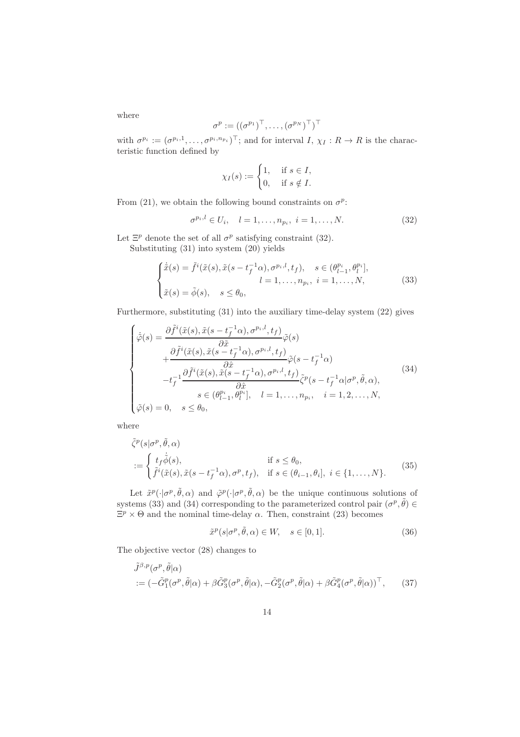where

$$\sigma^p := ((\sigma^{p_1})^\top, \dots, (\sigma^{p_N})^\top)^\top$$

with $\sigma^{p_i} := (\sigma^{p_i,1}, \dots, \sigma^{p_i,n_{p_i}})^\top$; and for interval $I$, $\chi_I : R \to R$ is the characteristic function defined by

$$\chi_I(s) := \begin{cases} 1, & \text{if } s \in I, \\ 0, & \text{if } s \notin I. \end{cases}$$

From (21), we obtain the following bound constraints on $\sigma^p$:

$$\sigma^{p_i,l} \in U_i, \quad l = 1, \dots, n_{p_i}, \ i = 1, \dots, N. \tag{32}$$

Let $\Xi^p$ denote the set of all $\sigma^p$ satisfying constraint (32).

Substituting (31) into system (20) yields

$$\begin{cases} \dot{\tilde{x}}(s) = \tilde{f}^i(\tilde{x}(s), \tilde{x}(s - t_f^{-1}\alpha), \sigma^{p_i,l}, t_f), \quad s \in (\theta_{l-1}^{p_i}, \theta_l^{p_i}], \\ \qquad\qquad\qquad\qquad\qquad\qquad\qquad\qquad l = 1, \dots, n_{p_i}, \ i = 1, \dots, N, \\ \tilde{x}(s) = \tilde{\phi}(s), \quad s \le \theta_0, \end{cases} \tag{33}$$

Furthermore, substituting (31) into the auxiliary time-delay system (22) gives

$$\begin{cases} \dot{\tilde{\varphi}}(s) = \dfrac{\partial \tilde{f}^i(\tilde{x}(s), \tilde{x}(s - t_f^{-1}\alpha), \sigma^{p_i,l}, t_f)}{\partial \tilde{x}} \tilde{\varphi}(s) \\ \qquad + \dfrac{\partial \tilde{f}^i(\tilde{x}(s), \tilde{x}(s - t_f^{-1}\alpha), \sigma^{p_i,l}, t_f)}{\partial \hat{x}} \tilde{\varphi}(s - t_f^{-1}\alpha) \\ \qquad - t_f^{-1} \dfrac{\partial \tilde{f}^i(\tilde{x}(s), \tilde{x}(s - t_f^{-1}\alpha), \sigma^{p_i,l}, t_f)}{\partial \hat{x}} \tilde{\zeta}^p(s - t_f^{-1}\alpha | \sigma^p, \tilde{\theta}, \alpha), \\ \qquad\qquad\qquad s \in (\theta_{l-1}^{p_i}, \theta_l^{p_i}], \quad l = 1, \dots, n_{p_i}, \quad i = 1, 2, \dots, N, \\ \tilde{\varphi}(s) = 0, \quad s \le \theta_0, \end{cases} \tag{34}$$

where

$$\begin{aligned} &\tilde{\zeta}^p(s | \sigma^p, \tilde{\theta}, \alpha) \\ &:= \begin{cases} t_f \dot{\tilde{\phi}}(s), & \text{if } s \le \theta_0, \\ \tilde{f}^i(\tilde{x}(s), \tilde{x}(s - t_f^{-1}\alpha), \sigma^p, t_f), & \text{if } s \in (\theta_{i-1}, \theta_i], \ i \in \{1, \dots, N\}. \end{cases} \end{aligned} \tag{35}$$

Let $\tilde{x}^p(\cdot | \sigma^p, \tilde{\theta}, \alpha)$ and $\tilde{\varphi}^p(\cdot | \sigma^p, \tilde{\theta}, \alpha)$ be the unique continuous solutions of systems (33) and (34) corresponding to the parameterized control pair $(\sigma^p, \tilde{\theta}) \in \Xi^p \times \Theta$ and the nominal time-delay $\alpha$. Then, constraint (23) becomes

$$\tilde{x}^p(s | \sigma^p, \tilde{\theta}, \alpha) \in W, \quad s \in [0, 1]. \tag{36}$$

The objective vector (28) changes to

$$\begin{aligned} &\tilde{J}^{\beta,p}(\sigma^p, \tilde{\theta} | \alpha) \\ &:= (-\tilde{G}_1^p(\sigma^p, \tilde{\theta} | \alpha) + \beta \tilde{G}_3^p(\sigma^p, \tilde{\theta} | \alpha), -\tilde{G}_2^p(\sigma^p, \tilde{\theta} | \alpha) + \beta \tilde{G}_4^p(\sigma^p, \tilde{\theta} | \alpha))^\top, \end{aligned} \tag{37}$$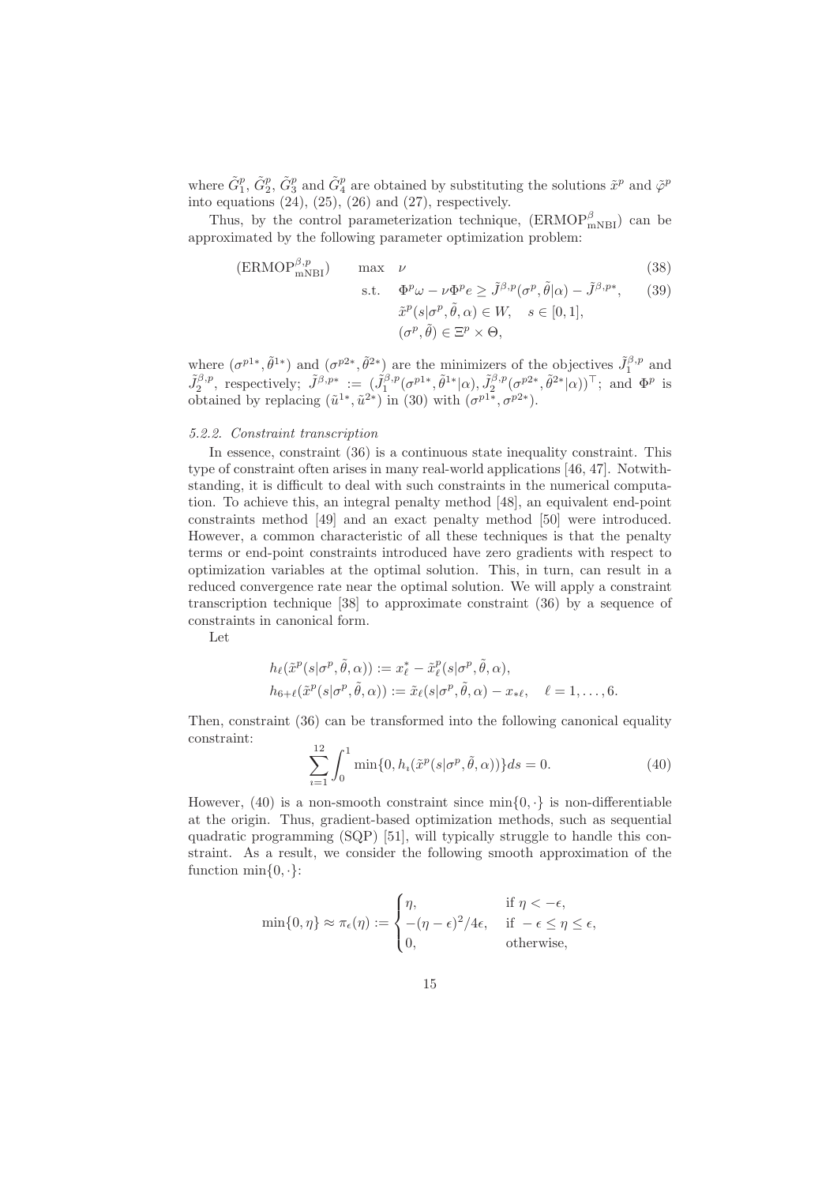where $\tilde{G}_1^p$, $\tilde{G}_2^p$, $\tilde{G}_3^p$ and $\tilde{G}_4^p$ are obtained by substituting the solutions $\tilde{x}^p$ and $\tilde{\varphi}^p$ into equations (24), (25), (26) and (27), respectively.

Thus, by the control parameterization technique, ($\text{ERMOP}_{\text{mNBI}}^{\beta}$) can be approximated by the following parameter optimization problem:

$$
\begin{aligned}
(\text{ERMOP}_{\text{mNBI}}^{\beta,p}) \qquad & \max \quad \nu & (38) \\
& \text{s.t.} \quad \Phi^p \omega - \nu \Phi^p e \geq \tilde{J}^{\beta,p}(\sigma^p, \tilde{\theta}|\alpha) - \tilde{J}^{\beta,p*}, & (39) \\
& \qquad\ \ \tilde{x}^p(s|\sigma^p, \tilde{\theta}, \alpha) \in W, \quad s \in [0,1], & \\
& \qquad\ \ (\sigma^p, \tilde{\theta}) \in \Xi^p \times \Theta, &
\end{aligned}
$$

where $(\sigma^{p1*}, \tilde{\theta}^{1*})$ and $(\sigma^{p2*}, \tilde{\theta}^{2*})$ are the minimizers of the objectives $\tilde{J}_1^{\beta,p}$ and $\tilde{J}_2^{\beta,p}$, respectively; $\tilde{J}^{\beta,p*} := (\tilde{J}_1^{\beta,p}(\sigma^{p1*}, \tilde{\theta}^{1*}|\alpha), \tilde{J}_2^{\beta,p}(\sigma^{p2*}, \tilde{\theta}^{2*}|\alpha))^\top$; and $\Phi^p$ is obtained by replacing $(\tilde{u}^{1*}, \tilde{u}^{2*})$ in (30) with $(\sigma^{p1*}, \sigma^{p2*})$.

#### 5.2.2. Constraint transcription

In essence, constraint (36) is a continuous state inequality constraint. This type of constraint often arises in many real-world applications [46, 47]. Notwithstanding, it is difficult to deal with such constraints in the numerical computation. To achieve this, an integral penalty method [48], an equivalent end-point constraints method [49] and an exact penalty method [50] were introduced. However, a common characteristic of all these techniques is that the penalty terms or end-point constraints introduced have zero gradients with respect to optimization variables at the optimal solution. This, in turn, can result in a reduced convergence rate near the optimal solution. We will apply a constraint transcription technique [38] to approximate constraint (36) by a sequence of constraints in canonical form.

Let

$$
\begin{aligned}
& h_\ell(\tilde{x}^p(s|\sigma^p, \tilde{\theta}, \alpha)) := x_\ell^* - \tilde{x}_\ell^p(s|\sigma^p, \tilde{\theta}, \alpha), \\
& h_{6+\ell}(\tilde{x}^p(s|\sigma^p, \tilde{\theta}, \alpha)) := \tilde{x}_\ell(s|\sigma^p, \tilde{\theta}, \alpha) - x_{*\ell}, \quad \ell = 1, \ldots, 6.
\end{aligned}
$$

Then, constraint (36) can be transformed into the following canonical equality constraint:

$$
\sum_{\imath=1}^{12} \int_0^1 \min\{0, h_\imath(\tilde{x}^p(s|\sigma^p, \tilde{\theta}, \alpha))\} ds = 0. \tag{40}
$$

However, (40) is a non-smooth constraint since $\min\{0, \cdot\}$ is non-differentiable at the origin. Thus, gradient-based optimization methods, such as sequential quadratic programming (SQP) [51], will typically struggle to handle this constraint. As a result, we consider the following smooth approximation of the function $\min\{0, \cdot\}$:

$$
\min\{0, \eta\} \approx \pi_\epsilon(\eta) := \begin{cases} \eta, & \text{if } \eta < -\epsilon, \\ -(\eta - \epsilon)^2/4\epsilon, & \text{if } -\epsilon \leq \eta \leq \epsilon, \\ 0, & \text{otherwise,} \end{cases}
$$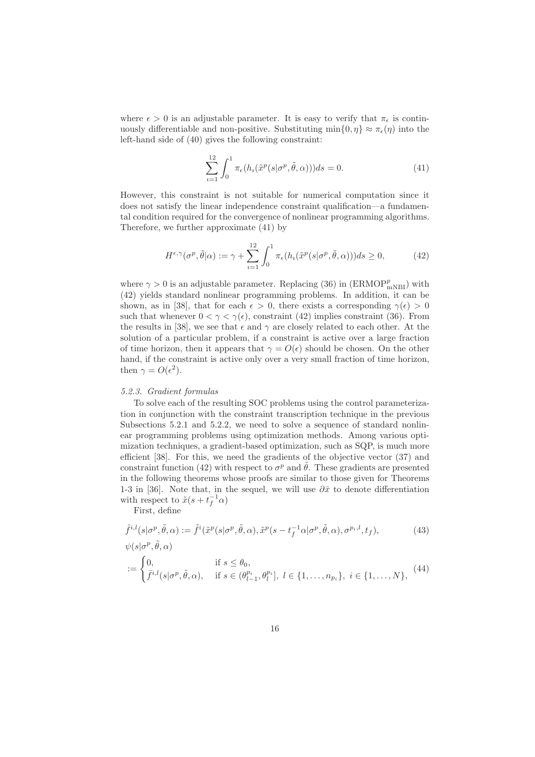where $\epsilon > 0$ is an adjustable parameter. It is easy to verify that $\pi_\epsilon$ is continuously differentiable and non-positive. Substituting $\min\{0, \eta\} \approx \pi_\epsilon(\eta)$ into the left-hand side of (40) gives the following constraint:

$$\sum_{\imath=1}^{12} \int_0^1 \pi_\epsilon(h_\imath(\tilde{x}^p(s|\sigma^p, \tilde{\theta}, \alpha)))ds = 0. \tag{41}$$

However, this constraint is not suitable for numerical computation since it does not satisfy the linear independence constraint qualification—a fundamental condition required for the convergence of nonlinear programming algorithms. Therefore, we further approximate (41) by

$$H^{\epsilon,\gamma}(\sigma^p, \tilde{\theta}|\alpha) := \gamma + \sum_{\imath=1}^{12} \int_0^1 \pi_\epsilon(h_\imath(\tilde{x}^p(s|\sigma^p, \tilde{\theta}, \alpha)))ds \geq 0, \tag{42}$$

where $\gamma > 0$ is an adjustable parameter. Replacing (36) in $(\text{ERMOP}^p_{\text{mNBI}})$ with (42) yields standard nonlinear programming problems. In addition, it can be shown, as in [38], that for each $\epsilon > 0$, there exists a corresponding $\gamma(\epsilon) > 0$ such that whenever $0 < \gamma < \gamma(\epsilon)$, constraint (42) implies constraint (36). From the results in [38], we see that $\epsilon$ and $\gamma$ are closely related to each other. At the solution of a particular problem, if a constraint is active over a large fraction of time horizon, then it appears that $\gamma = O(\epsilon)$ should be chosen. On the other hand, if the constraint is active only over a very small fraction of time horizon, then $\gamma = O(\epsilon^2)$.

#### *5.2.3. Gradient formulas*

To solve each of the resulting SOC problems using the control parameterization in conjunction with the constraint transcription technique in the previous Subsections 5.2.1 and 5.2.2, we need to solve a sequence of standard nonlinear programming problems using optimization methods. Among various optimization techniques, a gradient-based optimization, such as SQP, is much more efficient [38]. For this, we need the gradients of the objective vector (37) and constraint function (42) with respect to $\sigma^p$ and $\tilde{\theta}$. These gradients are presented in the following theorems whose proofs are similar to those given for Theorems 1-3 in [36]. Note that, in the sequel, we will use $\partial\bar{x}$ to denote differentiation with respect to $\tilde{x}(s + t_f^{-1}\alpha)$

First, define

$$\hat{f}^{i,l}(s|\sigma^p, \tilde{\theta}, \alpha) := \tilde{f}^i(\tilde{x}^p(s|\sigma^p, \tilde{\theta}, \alpha), \tilde{x}^p(s - t_f^{-1}\alpha|\sigma^p, \tilde{\theta}, \alpha), \sigma^{p_i,l}, t_f), \tag{43}$$

$$\psi(s|\sigma^p, \tilde{\theta}, \alpha)$$

$$:= \begin{cases} 0, & \text{if } s \leq \theta_0, \\ \bar{f}^{i,l}(s|\sigma^p, \tilde{\theta}, \alpha), & \text{if } s \in (\theta^{p_i}_{l-1}, \theta^{p_i}_l],\ l \in \{1, \ldots, n_{p_i}\},\ i \in \{1, \ldots, N\}, \end{cases} \tag{44}$$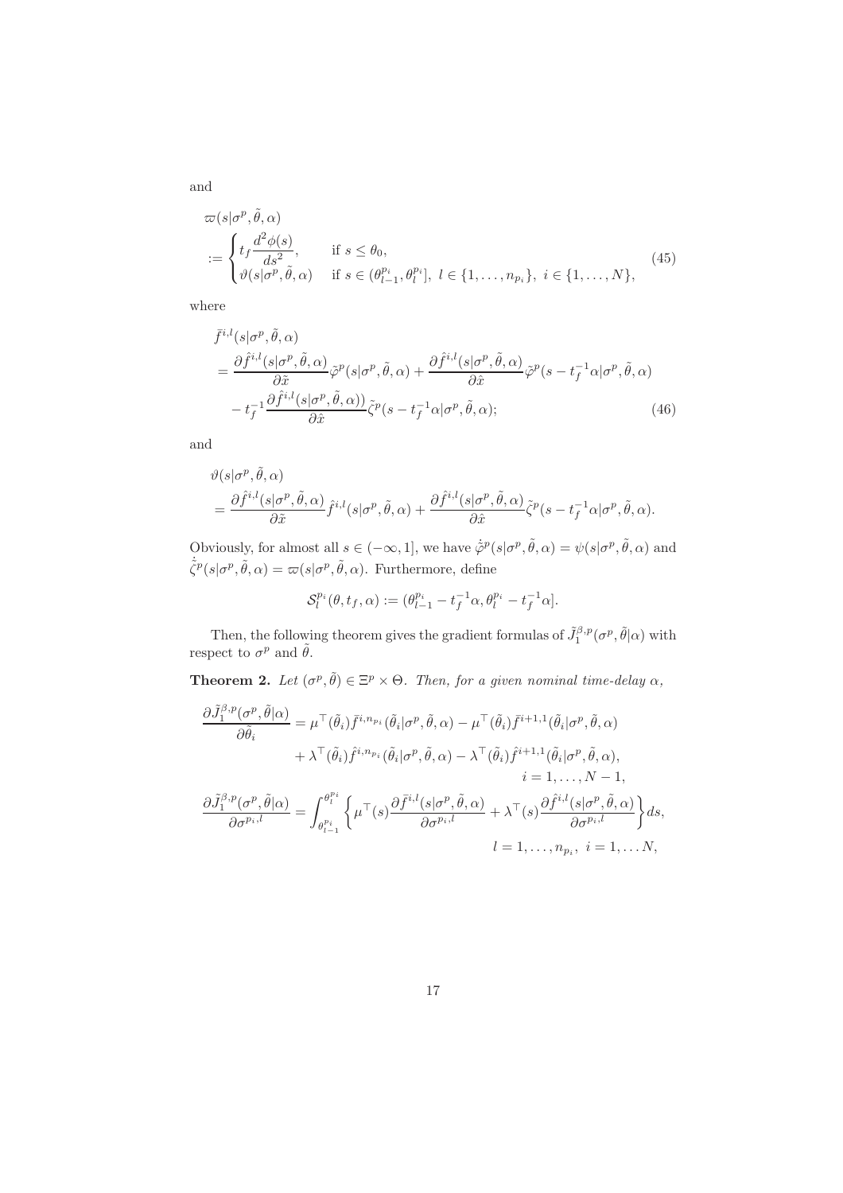and

$$
\begin{aligned}
&\varpi(s|\sigma^p,\tilde{\theta},\alpha)\\
&:=\begin{cases} t_f\dfrac{d^2\phi(s)}{ds^2}, & \text{if } s\le\theta_0,\\ \vartheta(s|\sigma^p,\tilde{\theta},\alpha) & \text{if } s\in(\theta_{l-1}^{p_i},\theta_l^{p_i}],\ l\in\{1,\ldots,n_{p_i}\},\ i\in\{1,\ldots,N\},\end{cases}
\end{aligned} \tag{45}
$$

where

$$
\begin{aligned}
&\bar{f}^{i,l}(s|\sigma^p,\tilde{\theta},\alpha)\\
&=\frac{\partial\hat{f}^{i,l}(s|\sigma^p,\tilde{\theta},\alpha)}{\partial\tilde{x}}\tilde{\varphi}^p(s|\sigma^p,\tilde{\theta},\alpha)+\frac{\partial\hat{f}^{i,l}(s|\sigma^p,\tilde{\theta},\alpha)}{\partial\hat{x}}\tilde{\varphi}^p(s-t_f^{-1}\alpha|\sigma^p,\tilde{\theta},\alpha)\\
&\quad -t_f^{-1}\frac{\partial\hat{f}^{i,l}(s|\sigma^p,\tilde{\theta},\alpha))}{\partial\hat{x}}\tilde{\zeta}^p(s-t_f^{-1}\alpha|\sigma^p,\tilde{\theta},\alpha);
\end{aligned} \tag{46}
$$

and

$$
\begin{aligned}
&\vartheta(s|\sigma^p,\tilde{\theta},\alpha)\\
&=\frac{\partial\hat{f}^{i,l}(s|\sigma^p,\tilde{\theta},\alpha)}{\partial\tilde{x}}\hat{f}^{i,l}(s|\sigma^p,\tilde{\theta},\alpha)+\frac{\partial\hat{f}^{i,l}(s|\sigma^p,\tilde{\theta},\alpha)}{\partial\hat{x}}\tilde{\zeta}^p(s-t_f^{-1}\alpha|\sigma^p,\tilde{\theta},\alpha).
\end{aligned}
$$

Obviously, for almost all $s\in(-\infty,1]$, we have $\dot{\tilde{\varphi}}^p(s|\sigma^p,\tilde{\theta},\alpha)=\psi(s|\sigma^p,\tilde{\theta},\alpha)$ and $\dot{\tilde{\zeta}}^p(s|\sigma^p,\tilde{\theta},\alpha)=\varpi(s|\sigma^p,\tilde{\theta},\alpha)$. Furthermore, define

$$
\mathcal{S}_l^{p_i}(\theta,t_f,\alpha):=(\theta_{l-1}^{p_i}-t_f^{-1}\alpha,\theta_l^{p_i}-t_f^{-1}\alpha].
$$

Then, the following theorem gives the gradient formulas of $\tilde{J}_1^{\beta,p}(\sigma^p,\tilde{\theta}|\alpha)$ with respect to $\sigma^p$ and $\tilde{\theta}$.

**Theorem 2.** *Let $(\sigma^p,\tilde{\theta})\in\Xi^p\times\Theta$. Then, for a given nominal time-delay $\alpha$,*

$$
\begin{aligned}
\frac{\partial\tilde{J}_1^{\beta,p}(\sigma^p,\tilde{\theta}|\alpha)}{\partial\tilde{\theta}_i}&=\mu^\top(\tilde{\theta}_i)\bar{f}^{i,n_{p_i}}(\tilde{\theta}_i|\sigma^p,\tilde{\theta},\alpha)-\mu^\top(\tilde{\theta}_i)\bar{f}^{i+1,1}(\tilde{\theta}_i|\sigma^p,\tilde{\theta},\alpha)\\
&\quad+\lambda^\top(\tilde{\theta}_i)\hat{f}^{i,n_{p_i}}(\tilde{\theta}_i|\sigma^p,\tilde{\theta},\alpha)-\lambda^\top(\tilde{\theta}_i)\hat{f}^{i+1,1}(\tilde{\theta}_i|\sigma^p,\tilde{\theta},\alpha),\\
&\qquad\qquad\qquad\qquad\qquad\qquad i=1,\ldots,N-1,\\
\frac{\partial\tilde{J}_1^{\beta,p}(\sigma^p,\tilde{\theta}|\alpha)}{\partial\sigma^{p_i,l}}&=\int_{\theta_{l-1}^{p_i}}^{\theta_l^{p_i}}\left\{\mu^\top(s)\frac{\partial\bar{f}^{i,l}(s|\sigma^p,\tilde{\theta},\alpha)}{\partial\sigma^{p_i,l}}+\lambda^\top(s)\frac{\partial\hat{f}^{i,l}(s|\sigma^p,\tilde{\theta},\alpha)}{\partial\sigma^{p_i,l}}\right\}ds,\\
&\qquad\qquad\qquad\qquad\qquad\qquad l=1,\ldots,n_{p_i},\ i=1,\ldots N,
\end{aligned}
$$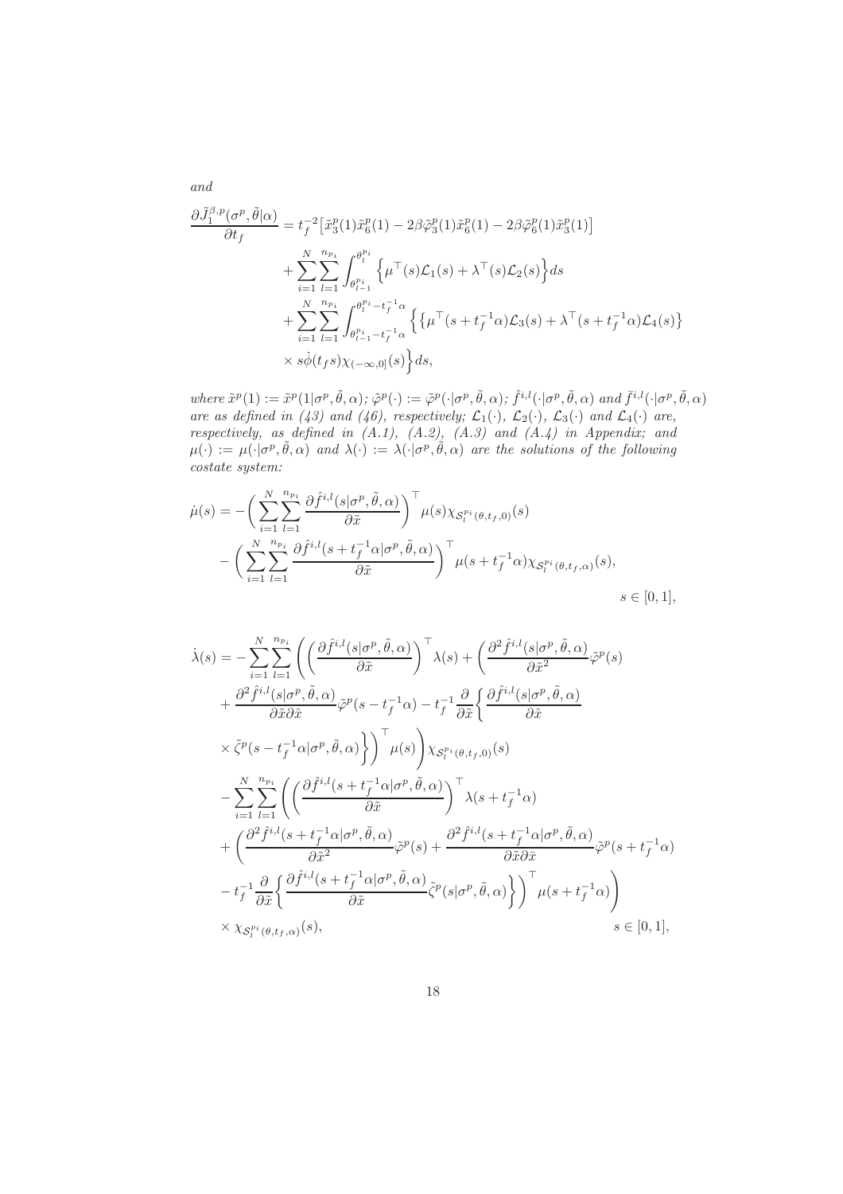*and*

$$
\begin{aligned}
\frac{\partial \tilde{J}_1^{\beta,p}(\sigma^p,\tilde{\theta}|\alpha)}{\partial t_f} &= t_f^{-2}\big[\tilde{x}_3^p(1)\tilde{x}_6^p(1) - 2\beta\tilde{\varphi}_3^p(1)\tilde{x}_6^p(1) - 2\beta\tilde{\varphi}_6^p(1)\tilde{x}_3^p(1)\big] \\
&\quad + \sum_{i=1}^{N}\sum_{l=1}^{n_{p_i}} \int_{\theta_{l-1}^{p_i}}^{\theta_l^{p_i}} \Big\{\mu^\top(s)\mathcal{L}_1(s) + \lambda^\top(s)\mathcal{L}_2(s)\Big\} ds \\
&\quad + \sum_{i=1}^{N}\sum_{l=1}^{n_{p_i}} \int_{\theta_{l-1}^{p_i}-t_f^{-1}\alpha}^{\theta_l^{p_i}-t_f^{-1}\alpha} \Big\{\big\{\mu^\top(s+t_f^{-1}\alpha)\mathcal{L}_3(s) + \lambda^\top(s+t_f^{-1}\alpha)\mathcal{L}_4(s)\big\} \\
&\quad \times s\dot{\phi}(t_f s)\chi_{(-\infty,0]}(s)\Big\} ds,
\end{aligned}
$$

*where* $\tilde{x}^p(1) := \tilde{x}^p(1|\sigma^p,\tilde{\theta},\alpha)$; $\tilde{\varphi}^p(\cdot) := \tilde{\varphi}^p(\cdot|\sigma^p,\tilde{\theta},\alpha)$; $\hat{f}^{i,l}(\cdot|\sigma^p,\tilde{\theta},\alpha)$ *and* $\bar{f}^{i,l}(\cdot|\sigma^p,\tilde{\theta},\alpha)$ *are as defined in (43) and (46), respectively;* $\mathcal{L}_1(\cdot)$, $\mathcal{L}_2(\cdot)$, $\mathcal{L}_3(\cdot)$ *and* $\mathcal{L}_4(\cdot)$ *are, respectively, as defined in (A.1), (A.2), (A.3) and (A.4) in Appendix; and* $\mu(\cdot) := \mu(\cdot|\sigma^p,\tilde{\theta},\alpha)$ *and* $\lambda(\cdot) := \lambda(\cdot|\sigma^p,\tilde{\theta},\alpha)$ *are the solutions of the following costate system:*

$$
\begin{aligned}
\dot{\mu}(s) &= -\Big(\sum_{i=1}^{N}\sum_{l=1}^{n_{p_i}} \frac{\partial \hat{f}^{i,l}(s|\sigma^p,\tilde{\theta},\alpha)}{\partial \tilde{x}}\Big)^\top \mu(s)\chi_{\mathcal{S}_l^{p_i}(\theta,t_f,0)}(s) \\
&\quad - \Big(\sum_{i=1}^{N}\sum_{l=1}^{n_{p_i}} \frac{\partial \hat{f}^{i,l}(s+t_f^{-1}\alpha|\sigma^p,\tilde{\theta},\alpha)}{\partial \tilde{x}}\Big)^\top \mu(s+t_f^{-1}\alpha)\chi_{\mathcal{S}_l^{p_i}(\theta,t_f,\alpha)}(s), \\
&\qquad\qquad\qquad\qquad\qquad\qquad\qquad\qquad\qquad\qquad s\in[0,1],
\end{aligned}
$$

$$
\begin{aligned}
\dot{\lambda}(s) &= -\sum_{i=1}^{N}\sum_{l=1}^{n_{p_i}} \Bigg(\Big(\frac{\partial \hat{f}^{i,l}(s|\sigma^p,\tilde{\theta},\alpha)}{\partial \tilde{x}}\Big)^\top \lambda(s) + \Big(\frac{\partial^2 \hat{f}^{i,l}(s|\sigma^p,\tilde{\theta},\alpha)}{\partial \tilde{x}^2}\tilde{\varphi}^p(s) \\
&\quad + \frac{\partial^2 \hat{f}^{i,l}(s|\sigma^p,\tilde{\theta},\alpha)}{\partial \tilde{x}\partial \hat{x}}\tilde{\varphi}^p(s-t_f^{-1}\alpha) - t_f^{-1}\frac{\partial}{\partial \tilde{x}}\Big\{\frac{\partial \hat{f}^{i,l}(s|\sigma^p,\tilde{\theta},\alpha)}{\partial \hat{x}} \\
&\quad \times \tilde{\zeta}^p(s-t_f^{-1}\alpha|\sigma^p,\tilde{\theta},\alpha)\Big\}\Big)^\top \mu(s)\Bigg)\chi_{\mathcal{S}_l^{p_i}(\theta,t_f,0)}(s) \\
&\quad - \sum_{i=1}^{N}\sum_{l=1}^{n_{p_i}} \Bigg(\Big(\frac{\partial \hat{f}^{i,l}(s+t_f^{-1}\alpha|\sigma^p,\tilde{\theta},\alpha)}{\partial \tilde{x}}\Big)^\top \lambda(s+t_f^{-1}\alpha) \\
&\quad + \Big(\frac{\partial^2 \hat{f}^{i,l}(s+t_f^{-1}\alpha|\sigma^p,\tilde{\theta},\alpha)}{\partial \tilde{x}^2}\tilde{\varphi}^p(s) + \frac{\partial^2 \hat{f}^{i,l}(s+t_f^{-1}\alpha|\sigma^p,\tilde{\theta},\alpha)}{\partial \tilde{x}\partial \bar{x}}\tilde{\varphi}^p(s+t_f^{-1}\alpha) \\
&\quad - t_f^{-1}\frac{\partial}{\partial \tilde{x}}\Big\{\frac{\partial \hat{f}^{i,l}(s+t_f^{-1}\alpha|\sigma^p,\tilde{\theta},\alpha)}{\partial \tilde{x}}\tilde{\zeta}^p(s|\sigma^p,\tilde{\theta},\alpha)\Big\}\Big)^\top \mu(s+t_f^{-1}\alpha)\Bigg) \\
&\quad \times \chi_{\mathcal{S}_l^{p_i}(\theta,t_f,\alpha)}(s), \qquad\qquad\qquad\qquad\qquad\qquad\qquad s\in[0,1],
\end{aligned}
$$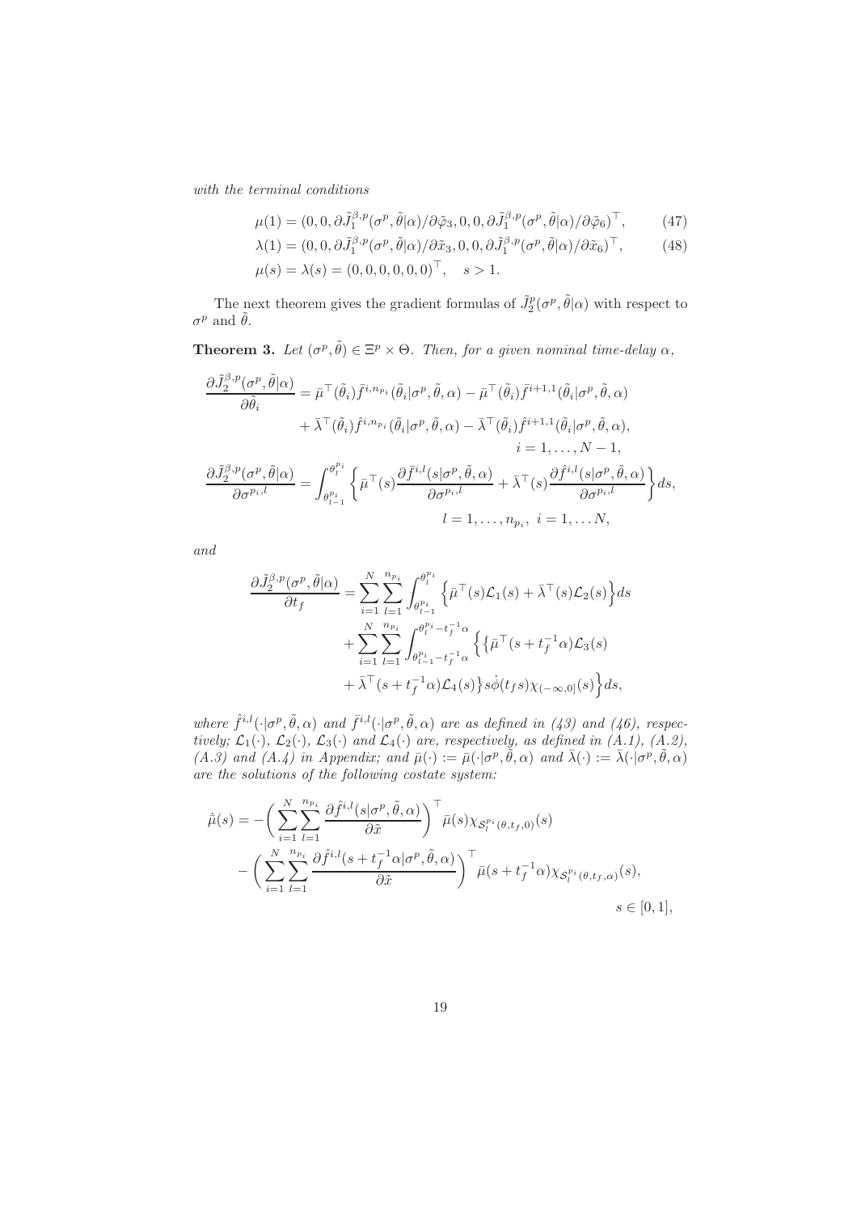*with the terminal conditions*

$$\mu(1) = (0, 0, \partial \tilde{J}_1^{\beta,p}(\sigma^p, \tilde{\theta}|\alpha)/\partial \tilde{\varphi}_3, 0, 0, \partial \tilde{J}_1^{\beta,p}(\sigma^p, \tilde{\theta}|\alpha)/\partial \tilde{\varphi}_6)^\top, \tag{47}$$

$$\lambda(1) = (0, 0, \partial \tilde{J}_1^{\beta,p}(\sigma^p, \tilde{\theta}|\alpha)/\partial \tilde{x}_3, 0, 0, \partial \tilde{J}_1^{\beta,p}(\sigma^p, \tilde{\theta}|\alpha)/\partial \tilde{x}_6)^\top, \tag{48}$$

$$\mu(s) = \lambda(s) = (0, 0, 0, 0, 0, 0)^\top, \quad s > 1.$$

The next theorem gives the gradient formulas of $\tilde{J}_2^p(\sigma^p, \tilde{\theta}|\alpha)$ with respect to $\sigma^p$ and $\tilde{\theta}$.

**Theorem 3.** *Let $(\sigma^p, \tilde{\theta}) \in \Xi^p \times \Theta$. Then, for a given nominal time-delay $\alpha$,*

$$\frac{\partial \tilde{J}_2^{\beta,p}(\sigma^p, \tilde{\theta}|\alpha)}{\partial \tilde{\theta}_i} = \bar{\mu}^\top(\tilde{\theta}_i) \bar{f}^{i,n_{p_i}}(\tilde{\theta}_i|\sigma^p, \tilde{\theta}, \alpha) - \bar{\mu}^\top(\tilde{\theta}_i) \bar{f}^{i+1,1}(\tilde{\theta}_i|\sigma^p, \tilde{\theta}, \alpha)$$
$$+ \bar{\lambda}^\top(\tilde{\theta}_i) \hat{f}^{i,n_{p_i}}(\tilde{\theta}_i|\sigma^p, \tilde{\theta}, \alpha) - \bar{\lambda}^\top(\tilde{\theta}_i) \hat{f}^{i+1,1}(\tilde{\theta}_i|\sigma^p, \tilde{\theta}, \alpha),$$
$$i = 1, \ldots, N-1,$$

$$\frac{\partial \tilde{J}_2^{\beta,p}(\sigma^p, \tilde{\theta}|\alpha)}{\partial \sigma^{p_i,l}} = \int_{\theta_{l-1}^{p_i}}^{\theta_l^{p_i}} \left\{ \bar{\mu}^\top(s) \frac{\partial \bar{f}^{i,l}(s|\sigma^p, \tilde{\theta}, \alpha)}{\partial \sigma^{p_i,l}} + \bar{\lambda}^\top(s) \frac{\partial \hat{f}^{i,l}(s|\sigma^p, \tilde{\theta}, \alpha)}{\partial \sigma^{p_i,l}} \right\} ds,$$
$$l = 1, \ldots, n_{p_i}, \ i = 1, \ldots N,$$

*and*

$$\frac{\partial \tilde{J}_2^{\beta,p}(\sigma^p, \tilde{\theta}|\alpha)}{\partial t_f} = \sum_{i=1}^{N} \sum_{l=1}^{n_{p_i}} \int_{\theta_{l-1}^{p_i}}^{\theta_l^{p_i}} \left\{ \bar{\mu}^\top(s) \mathcal{L}_1(s) + \bar{\lambda}^\top(s) \mathcal{L}_2(s) \right\} ds$$
$$+ \sum_{i=1}^{N} \sum_{l=1}^{n_{p_i}} \int_{\theta_{l-1}^{p_i} - t_f^{-1}\alpha}^{\theta_l^{p_i} - t_f^{-1}\alpha} \Big\{ \left\{ \bar{\mu}^\top(s + t_f^{-1}\alpha) \mathcal{L}_3(s) \right.$$
$$\left. + \bar{\lambda}^\top(s + t_f^{-1}\alpha) \mathcal{L}_4(s) \right\} s \dot{\phi}(t_f s) \chi_{(-\infty, 0]}(s) \Big\} ds,$$

*where $\hat{f}^{i,l}(\cdot|\sigma^p, \tilde{\theta}, \alpha)$ and $\bar{f}^{i,l}(\cdot|\sigma^p, \tilde{\theta}, \alpha)$ are as defined in (43) and (46), respectively; $\mathcal{L}_1(\cdot)$, $\mathcal{L}_2(\cdot)$, $\mathcal{L}_3(\cdot)$ and $\mathcal{L}_4(\cdot)$ are, respectively, as defined in (A.1), (A.2), (A.3) and (A.4) in Appendix; and $\bar{\mu}(\cdot) := \bar{\mu}(\cdot|\sigma^p, \tilde{\theta}, \alpha)$ and $\bar{\lambda}(\cdot) := \bar{\lambda}(\cdot|\sigma^p, \tilde{\theta}, \alpha)$ are the solutions of the following costate system:*

$$\dot{\bar{\mu}}(s) = -\left( \sum_{i=1}^{N} \sum_{l=1}^{n_{p_i}} \frac{\partial \hat{f}^{i,l}(s|\sigma^p, \tilde{\theta}, \alpha)}{\partial \tilde{x}} \right)^\top \bar{\mu}(s) \chi_{\mathcal{S}_l^{p_i}(\theta, t_f, 0)}(s)$$
$$- \left( \sum_{i=1}^{N} \sum_{l=1}^{n_{p_i}} \frac{\partial \hat{f}^{i,l}(s + t_f^{-1}\alpha|\sigma^p, \tilde{\theta}, \alpha)}{\partial \tilde{x}} \right)^\top \bar{\mu}(s + t_f^{-1}\alpha) \chi_{\mathcal{S}_l^{p_i}(\theta, t_f, \alpha)}(s),$$
$$s \in [0, 1],$$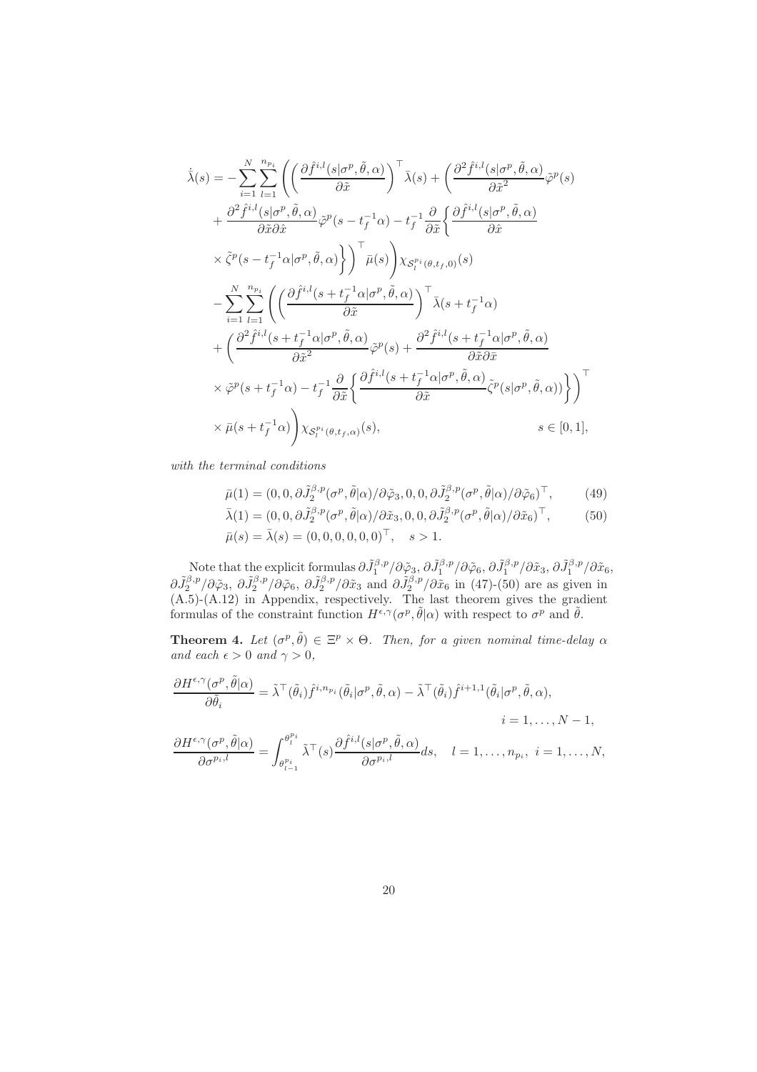$$
\begin{aligned}
\dot{\bar{\lambda}}(s) =& -\sum_{i=1}^{N}\sum_{l=1}^{n_{p_i}}\Bigg(\Big(\frac{\partial \hat{f}^{i,l}(s|\sigma^p,\tilde{\theta},\alpha)}{\partial \tilde{x}}\Big)^{\top}\bar{\lambda}(s) + \Big(\frac{\partial^2 \hat{f}^{i,l}(s|\sigma^p,\tilde{\theta},\alpha)}{\partial \tilde{x}^2}\tilde{\varphi}^p(s) \\
&+ \frac{\partial^2 \hat{f}^{i,l}(s|\sigma^p,\tilde{\theta},\alpha)}{\partial \tilde{x}\partial \hat{x}}\tilde{\varphi}^p(s-t_f^{-1}\alpha) - t_f^{-1}\frac{\partial}{\partial \tilde{x}}\Big\{\frac{\partial \hat{f}^{i,l}(s|\sigma^p,\tilde{\theta},\alpha)}{\partial \hat{x}} \\
&\times \tilde{\zeta}^p(s-t_f^{-1}\alpha|\sigma^p,\tilde{\theta},\alpha)\Big\}\Big)^{\top}\bar{\mu}(s)\Bigg)\chi_{\mathcal{S}_l^{p_i}(\theta,t_f,0)}(s) \\
&-\sum_{i=1}^{N}\sum_{l=1}^{n_{p_i}}\Bigg(\Big(\frac{\partial \hat{f}^{i,l}(s+t_f^{-1}\alpha|\sigma^p,\tilde{\theta},\alpha)}{\partial \tilde{x}}\Big)^{\top}\bar{\lambda}(s+t_f^{-1}\alpha) \\
&+\Big(\frac{\partial^2 \hat{f}^{i,l}(s+t_f^{-1}\alpha|\sigma^p,\tilde{\theta},\alpha)}{\partial \tilde{x}^2}\tilde{\varphi}^p(s) + \frac{\partial^2 \hat{f}^{i,l}(s+t_f^{-1}\alpha|\sigma^p,\tilde{\theta},\alpha)}{\partial \tilde{x}\partial \bar{x}} \\
&\times \tilde{\varphi}^p(s+t_f^{-1}\alpha) - t_f^{-1}\frac{\partial}{\partial \tilde{x}}\Big\{\frac{\partial \hat{f}^{i,l}(s+t_f^{-1}\alpha|\sigma^p,\tilde{\theta},\alpha)}{\partial \tilde{x}}\tilde{\zeta}^p(s|\sigma^p,\tilde{\theta},\alpha)\Big\}\Big)^{\top} \\
&\times \bar{\mu}(s+t_f^{-1}\alpha)\Bigg)\chi_{\mathcal{S}_l^{p_i}(\theta,t_f,\alpha)}(s), \qquad\qquad s\in[0,1],
\end{aligned}
$$

*with the terminal conditions*

$$
\bar{\mu}(1) = (0,0,\partial \tilde{J}_2^{\beta,p}(\sigma^p,\tilde{\theta}|\alpha)/\partial \tilde{\varphi}_3, 0, 0, \partial \tilde{J}_2^{\beta,p}(\sigma^p,\tilde{\theta}|\alpha)/\partial \tilde{\varphi}_6)^{\top}, \tag{49}
$$

$$
\bar{\lambda}(1) = (0,0,\partial \tilde{J}_2^{\beta,p}(\sigma^p,\tilde{\theta}|\alpha)/\partial \tilde{x}_3, 0, 0, \partial \tilde{J}_2^{\beta,p}(\sigma^p,\tilde{\theta}|\alpha)/\partial \tilde{x}_6)^{\top}, \tag{50}
$$

$$
\bar{\mu}(s) = \bar{\lambda}(s) = (0,0,0,0,0,0)^{\top}, \quad s>1.
$$

Note that the explicit formulas $\partial \tilde{J}_1^{\beta,p}/\partial \tilde{\varphi}_3$, $\partial \tilde{J}_1^{\beta,p}/\partial \tilde{\varphi}_6$, $\partial \tilde{J}_1^{\beta,p}/\partial \tilde{x}_3$, $\partial \tilde{J}_1^{\beta,p}/\partial \tilde{x}_6$, $\partial \tilde{J}_2^{\beta,p}/\partial \tilde{\varphi}_3$, $\partial \tilde{J}_2^{\beta,p}/\partial \tilde{\varphi}_6$, $\partial \tilde{J}_2^{\beta,p}/\partial \tilde{x}_3$ and $\partial \tilde{J}_2^{\beta,p}/\partial \tilde{x}_6$ in (47)-(50) are as given in (A.5)-(A.12) in Appendix, respectively. The last theorem gives the gradient formulas of the constraint function $H^{\epsilon,\gamma}(\sigma^p,\tilde{\theta}|\alpha)$ with respect to $\sigma^p$ and $\tilde{\theta}$.

**Theorem 4.** *Let $(\sigma^p,\tilde{\theta}) \in \Xi^p \times \Theta$. Then, for a given nominal time-delay $\alpha$ and each $\epsilon > 0$ and $\gamma > 0$,*

$$
\frac{\partial H^{\epsilon,\gamma}(\sigma^p,\tilde{\theta}|\alpha)}{\partial \tilde{\theta}_i} = \tilde{\lambda}^{\top}(\tilde{\theta}_i)\hat{f}^{i,n_{p_i}}(\tilde{\theta}_i|\sigma^p,\tilde{\theta},\alpha) - \tilde{\lambda}^{\top}(\tilde{\theta}_i)\hat{f}^{i+1,1}(\tilde{\theta}_i|\sigma^p,\tilde{\theta},\alpha), \quad i=1,\ldots,N-1,
$$

$$
\frac{\partial H^{\epsilon,\gamma}(\sigma^p,\tilde{\theta}|\alpha)}{\partial \sigma^{p_i,l}} = \int_{\theta_{l-1}^{p_i}}^{\theta_l^{p_i}} \tilde{\lambda}^{\top}(s)\frac{\partial \hat{f}^{i,l}(s|\sigma^p,\tilde{\theta},\alpha)}{\partial \sigma^{p_i,l}}ds, \quad l=1,\ldots,n_{p_i},\ i=1,\ldots,N,
$$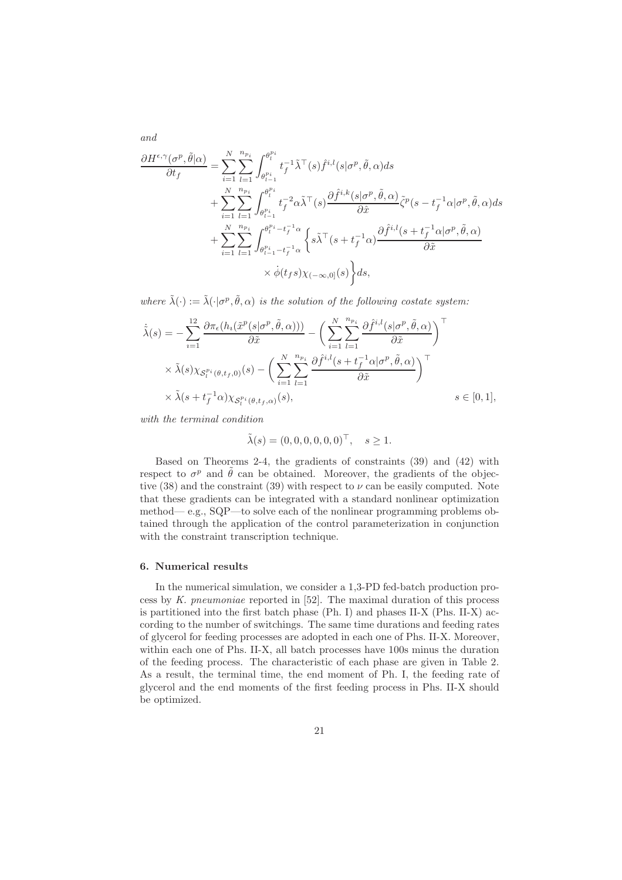*and*

$$
\begin{aligned}
\frac{\partial H^{\epsilon,\gamma}(\sigma^p,\tilde{\theta}|\alpha)}{\partial t_f} &= \sum_{i=1}^{N}\sum_{l=1}^{n_{p_i}}\int_{\theta_{l-1}^{p_i}}^{\theta_l^{p_i}} t_f^{-1}\tilde{\lambda}^\top(s)\hat{f}^{i,l}(s|\sigma^p,\tilde{\theta},\alpha)ds \\
&+ \sum_{i=1}^{N}\sum_{l=1}^{n_{p_i}}\int_{\theta_{l-1}^{p_i}}^{\theta_l^{p_i}} t_f^{-2}\alpha\tilde{\lambda}^\top(s)\frac{\partial \hat{f}^{i,k}(s|\sigma^p,\tilde{\theta},\alpha)}{\partial \hat{x}}\tilde{\zeta}^p(s-t_f^{-1}\alpha|\sigma^p,\tilde{\theta},\alpha)ds \\
&+ \sum_{i=1}^{N}\sum_{l=1}^{n_{p_i}}\int_{\theta_{l-1}^{p_i}-t_f^{-1}\alpha}^{\theta_l^{p_i}-t_f^{-1}\alpha} \Big\{ s\tilde{\lambda}^\top(s+t_f^{-1}\alpha)\frac{\partial \hat{f}^{i,l}(s+t_f^{-1}\alpha|\sigma^p,\tilde{\theta},\alpha)}{\partial \tilde{x}} \\
&\qquad \times \dot{\phi}(t_f s)\chi_{(-\infty,0]}(s)\Big\}ds,
\end{aligned}
$$

*where* $\tilde{\lambda}(\cdot) := \tilde{\lambda}(\cdot|\sigma^p,\tilde{\theta},\alpha)$ *is the solution of the following costate system:*

$$
\begin{aligned}
\dot{\tilde{\lambda}}(s) &= -\sum_{\imath=1}^{12}\frac{\partial \pi_\epsilon(h_\imath(\tilde{x}^p(s|\sigma^p,\tilde{\theta},\alpha)))}{\partial \tilde{x}} - \Big(\sum_{i=1}^{N}\sum_{l=1}^{n_{p_i}}\frac{\partial \hat{f}^{i,l}(s|\sigma^p,\tilde{\theta},\alpha)}{\partial \tilde{x}}\Big)^\top \\
&\times \tilde{\lambda}(s)\chi_{\mathcal{S}_l^{p_i}(\theta,t_f,0)}(s) - \Big(\sum_{i=1}^{N}\sum_{l=1}^{n_{p_i}}\frac{\partial \hat{f}^{i,l}(s+t_f^{-1}\alpha|\sigma^p,\tilde{\theta},\alpha)}{\partial \tilde{x}}\Big)^\top \\
&\times \tilde{\lambda}(s+t_f^{-1}\alpha)\chi_{\mathcal{S}_l^{p_i}(\theta,t_f,\alpha)}(s), \qquad\qquad s\in[0,1],
\end{aligned}
$$

*with the terminal condition*

$$
\tilde{\lambda}(s) = (0,0,0,0,0,0)^\top, \quad s \geq 1.
$$

Based on Theorems 2-4, the gradients of constraints (39) and (42) with respect to $\sigma^p$ and $\tilde{\theta}$ can be obtained. Moreover, the gradients of the objective (38) and the constraint (39) with respect to $\nu$ can be easily computed. Note that these gradients can be integrated with a standard nonlinear optimization method— e.g., SQP—to solve each of the nonlinear programming problems obtained through the application of the control parameterization in conjunction with the constraint transcription technique.

## 6. Numerical results

In the numerical simulation, we consider a 1,3-PD fed-batch production process by *K. pneumoniae* reported in [52]. The maximal duration of this process is partitioned into the first batch phase (Ph. I) and phases II-X (Phs. II-X) according to the number of switchings. The same time durations and feeding rates of glycerol for feeding processes are adopted in each one of Phs. II-X. Moreover, within each one of Phs. II-X, all batch processes have 100s minus the duration of the feeding process. The characteristic of each phase are given in Table 2. As a result, the terminal time, the end moment of Ph. I, the feeding rate of glycerol and the end moments of the first feeding process in Phs. II-X should be optimized.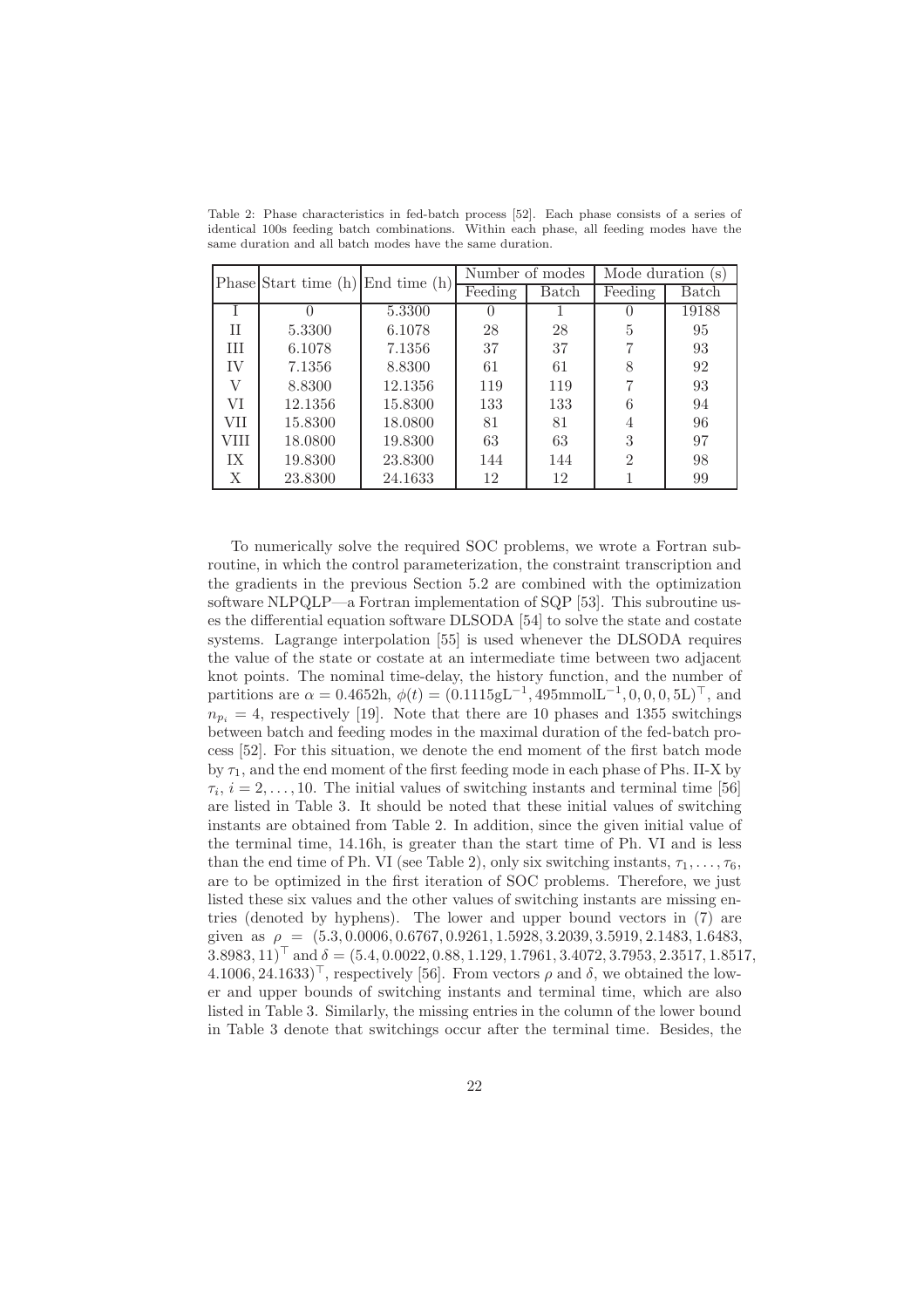Table 2: Phase characteristics in fed-batch process [52]. Each phase consists of a series of identical 100s feeding batch combinations. Within each phase, all feeding modes have the same duration and all batch modes have the same duration.

| Phase | Start time (h) | End time (h) | Number of modes | | Mode duration (s) | |
|---|---|---|---|---|---|---|
| | | | Feeding | Batch | Feeding | Batch |
| I | 0 | 5.3300 | 0 | 1 | 0 | 19188 |
| II | 5.3300 | 6.1078 | 28 | 28 | 5 | 95 |
| III | 6.1078 | 7.1356 | 37 | 37 | 7 | 93 |
| IV | 7.1356 | 8.8300 | 61 | 61 | 8 | 92 |
| V | 8.8300 | 12.1356 | 119 | 119 | 7 | 93 |
| VI | 12.1356 | 15.8300 | 133 | 133 | 6 | 94 |
| VII | 15.8300 | 18.0800 | 81 | 81 | 4 | 96 |
| VIII | 18.0800 | 19.8300 | 63 | 63 | 3 | 97 |
| IX | 19.8300 | 23.8300 | 144 | 144 | 2 | 98 |
| X | 23.8300 | 24.1633 | 12 | 12 | 1 | 99 |

To numerically solve the required SOC problems, we wrote a Fortran subroutine, in which the control parameterization, the constraint transcription and the gradients in the previous Section 5.2 are combined with the optimization software NLPQLP—a Fortran implementation of SQP [53]. This subroutine uses the differential equation software DLSODA [54] to solve the state and costate systems. Lagrange interpolation [55] is used whenever the DLSODA requires the value of the state or costate at an intermediate time between two adjacent knot points. The nominal time-delay, the history function, and the number of partitions are $\alpha = 0.4652\text{h}$, $\phi(t) = (0.1115\text{gL}^{-1}, 495\text{mmolL}^{-1}, 0, 0, 0, 5\text{L})^\top$, and $n_{p_i} = 4$, respectively [19]. Note that there are 10 phases and 1355 switchings between batch and feeding modes in the maximal duration of the fed-batch process [52]. For this situation, we denote the end moment of the first batch mode by $\tau_1$, and the end moment of the first feeding mode in each phase of Phs. II-X by $\tau_i$, $i = 2, \dots, 10$. The initial values of switching instants and terminal time [56] are listed in Table 3. It should be noted that these initial values of switching instants are obtained from Table 2. In addition, since the given initial value of the terminal time, 14.16h, is greater than the start time of Ph. VI and is less than the end time of Ph. VI (see Table 2), only six switching instants, $\tau_1, \dots, \tau_6$, are to be optimized in the first iteration of SOC problems. Therefore, we just listed these six values and the other values of switching instants are missing entries (denoted by hyphens). The lower and upper bound vectors in (7) are given as $\rho = (5.3, 0.0006, 0.6767, 0.9261, 1.5928, 3.2039, 3.5919, 2.1483, 1.6483, 3.8983, 11)^\top$ and $\delta = (5.4, 0.0022, 0.88, 1.129, 1.7961, 3.4072, 3.7953, 2.3517, 1.8517, 4.1006, 24.1633)^\top$, respectively [56]. From vectors $\rho$ and $\delta$, we obtained the lower and upper bounds of switching instants and terminal time, which are also listed in Table 3. Similarly, the missing entries in the column of the lower bound in Table 3 denote that switchings occur after the terminal time. Besides, the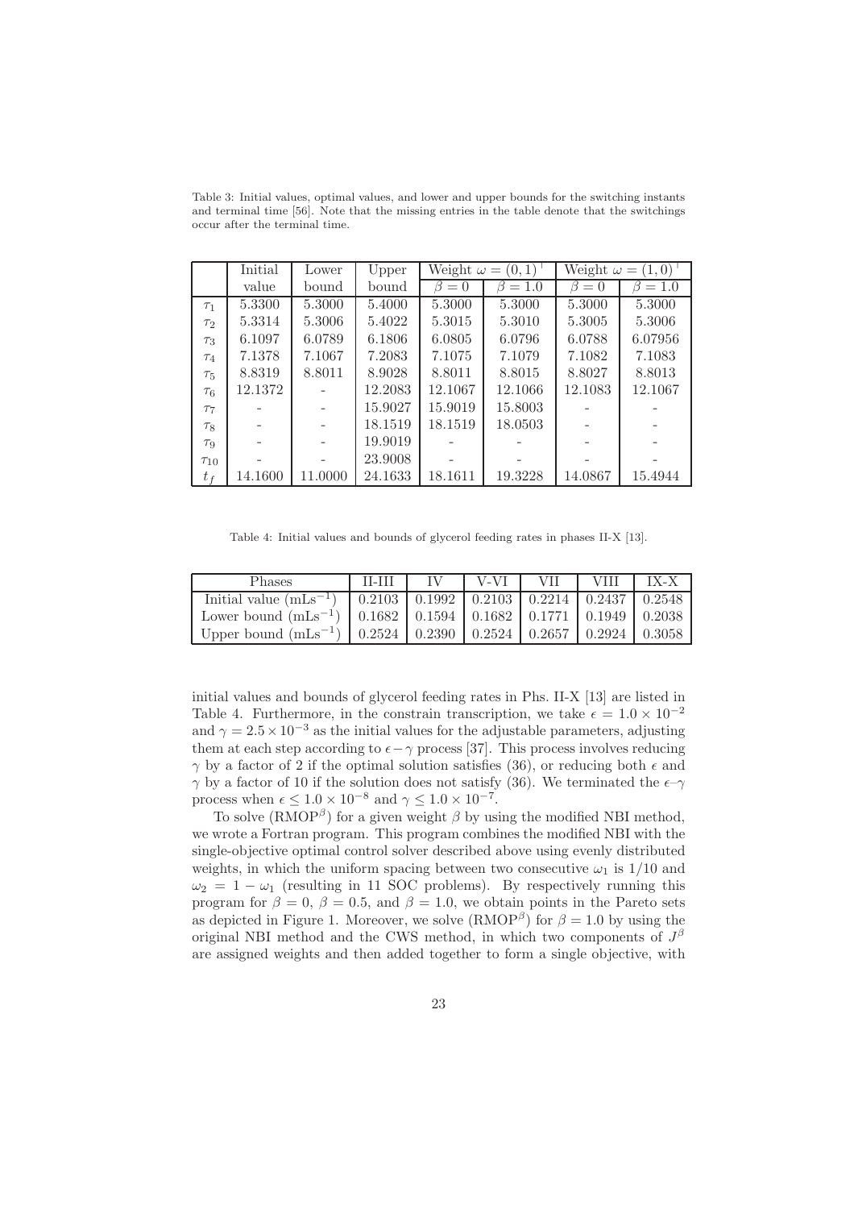Table 3: Initial values, optimal values, and lower and upper bounds for the switching instants and terminal time [56]. Note that the missing entries in the table denote that the switchings occur after the terminal time.

| | Initial value | Lower bound | Upper bound | Weight $\omega = (0,1)^\top$ | | Weight $\omega = (1,0)^\top$ | |
|---|---|---|---|---|---|---|---|
| | | | | $\beta = 0$ | $\beta = 1.0$ | $\beta = 0$ | $\beta = 1.0$ |
| $\tau_1$ | 5.3300 | 5.3000 | 5.4000 | 5.3000 | 5.3000 | 5.3000 | 5.3000 |
| $\tau_2$ | 5.3314 | 5.3006 | 5.4022 | 5.3015 | 5.3010 | 5.3005 | 5.3006 |
| $\tau_3$ | 6.1097 | 6.0789 | 6.1806 | 6.0805 | 6.0796 | 6.0788 | 6.07956 |
| $\tau_4$ | 7.1378 | 7.1067 | 7.2083 | 7.1075 | 7.1079 | 7.1082 | 7.1083 |
| $\tau_5$ | 8.8319 | 8.8011 | 8.9028 | 8.8011 | 8.8015 | 8.8027 | 8.8013 |
| $\tau_6$ | 12.1372 | - | 12.2083 | 12.1067 | 12.1066 | 12.1083 | 12.1067 |
| $\tau_7$ | - | - | 15.9027 | 15.9019 | 15.8003 | - | - |
| $\tau_8$ | - | - | 18.1519 | 18.1519 | 18.0503 | - | - |
| $\tau_9$ | - | - | 19.9019 | - | - | - | - |
| $\tau_{10}$ | - | - | 23.9008 | - | - | - | - |
| $t_f$ | 14.1600 | 11.0000 | 24.1633 | 18.1611 | 19.3228 | 14.0867 | 15.4944 |

Table 4: Initial values and bounds of glycerol feeding rates in phases II-X [13].

| Phases | II-III | IV | V-VI | VII | VIII | IX-X |
|---|---|---|---|---|---|---|
| Initial value ($\mathrm{mLs}^{-1}$) | 0.2103 | 0.1992 | 0.2103 | 0.2214 | 0.2437 | 0.2548 |
| Lower bound ($\mathrm{mLs}^{-1}$) | 0.1682 | 0.1594 | 0.1682 | 0.1771 | 0.1949 | 0.2038 |
| Upper bound ($\mathrm{mLs}^{-1}$) | 0.2524 | 0.2390 | 0.2524 | 0.2657 | 0.2924 | 0.3058 |

initial values and bounds of glycerol feeding rates in Phs. II-X [13] are listed in Table 4. Furthermore, in the constrain transcription, we take $\epsilon = 1.0 \times 10^{-2}$ and $\gamma = 2.5 \times 10^{-3}$ as the initial values for the adjustable parameters, adjusting them at each step according to $\epsilon - \gamma$ process [37]. This process involves reducing $\gamma$ by a factor of 2 if the optimal solution satisfies (36), or reducing both $\epsilon$ and $\gamma$ by a factor of 10 if the solution does not satisfy (36). We terminated the $\epsilon$–$\gamma$ process when $\epsilon \leq 1.0 \times 10^{-8}$ and $\gamma \leq 1.0 \times 10^{-7}$.

To solve (RMOP$^\beta$) for a given weight $\beta$ by using the modified NBI method, we wrote a Fortran program. This program combines the modified NBI with the single-objective optimal control solver described above using evenly distributed weights, in which the uniform spacing between two consecutive $\omega_1$ is $1/10$ and $\omega_2 = 1 - \omega_1$ (resulting in 11 SOC problems). By respectively running this program for $\beta = 0$, $\beta = 0.5$, and $\beta = 1.0$, we obtain points in the Pareto sets as depicted in Figure 1. Moreover, we solve (RMOP$^\beta$) for $\beta = 1.0$ by using the original NBI method and the CWS method, in which two components of $J^\beta$ are assigned weights and then added together to form a single objective, with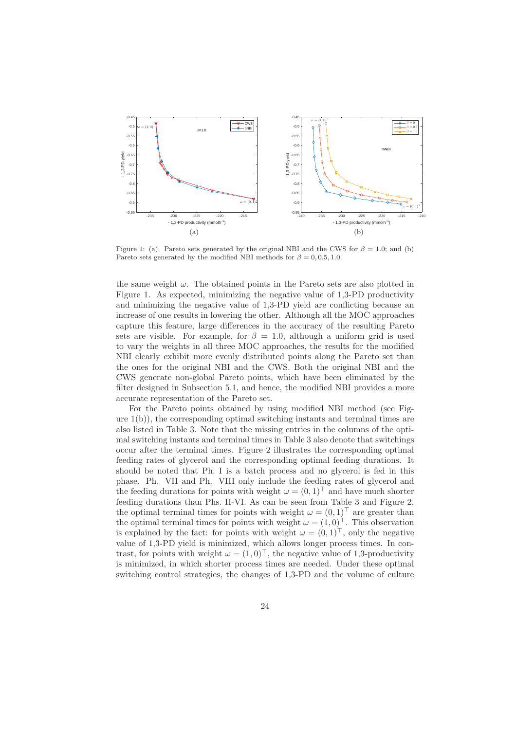Figure 1: (a). Pareto sets generated by the original NBI and the CWS for $\beta = 1.0$; and (b) Pareto sets generated by the modified NBI methods for $\beta = 0, 0.5, 1.0$.

the same weight $\omega$. The obtained points in the Pareto sets are also plotted in Figure 1. As expected, minimizing the negative value of 1,3-PD productivity and minimizing the negative value of 1,3-PD yield are conflicting because an increase of one results in lowering the other. Although all the MOC approaches capture this feature, large differences in the accuracy of the resulting Pareto sets are visible. For example, for $\beta = 1.0$, although a uniform grid is used to vary the weights in all three MOC approaches, the results for the modified NBI clearly exhibit more evenly distributed points along the Pareto set than the ones for the original NBI and the CWS. Both the original NBI and the CWS generate non-global Pareto points, which have been eliminated by the filter designed in Subsection 5.1, and hence, the modified NBI provides a more accurate representation of the Pareto set.

For the Pareto points obtained by using modified NBI method (see Figure 1(b)), the corresponding optimal switching instants and terminal times are also listed in Table 3. Note that the missing entries in the columns of the optimal switching instants and terminal times in Table 3 also denote that switchings occur after the terminal times. Figure 2 illustrates the corresponding optimal feeding rates of glycerol and the corresponding optimal feeding durations. It should be noted that Ph. I is a batch process and no glycerol is fed in this phase. Ph. VII and Ph. VIII only include the feeding rates of glycerol and the feeding durations for points with weight $\omega = (0, 1)^\top$ and have much shorter feeding durations than Phs. II-VI. As can be seen from Table 3 and Figure 2, the optimal terminal times for points with weight $\omega = (0, 1)^\top$ are greater than the optimal terminal times for points with weight $\omega = (1, 0)^\top$. This observation is explained by the fact: for points with weight $\omega = (0, 1)^\top$, only the negative value of 1,3-PD yield is minimized, which allows longer process times. In contrast, for points with weight $\omega = (1, 0)^\top$, the negative value of 1,3-productivity is minimized, in which shorter process times are needed. Under these optimal switching control strategies, the changes of 1,3-PD and the volume of culture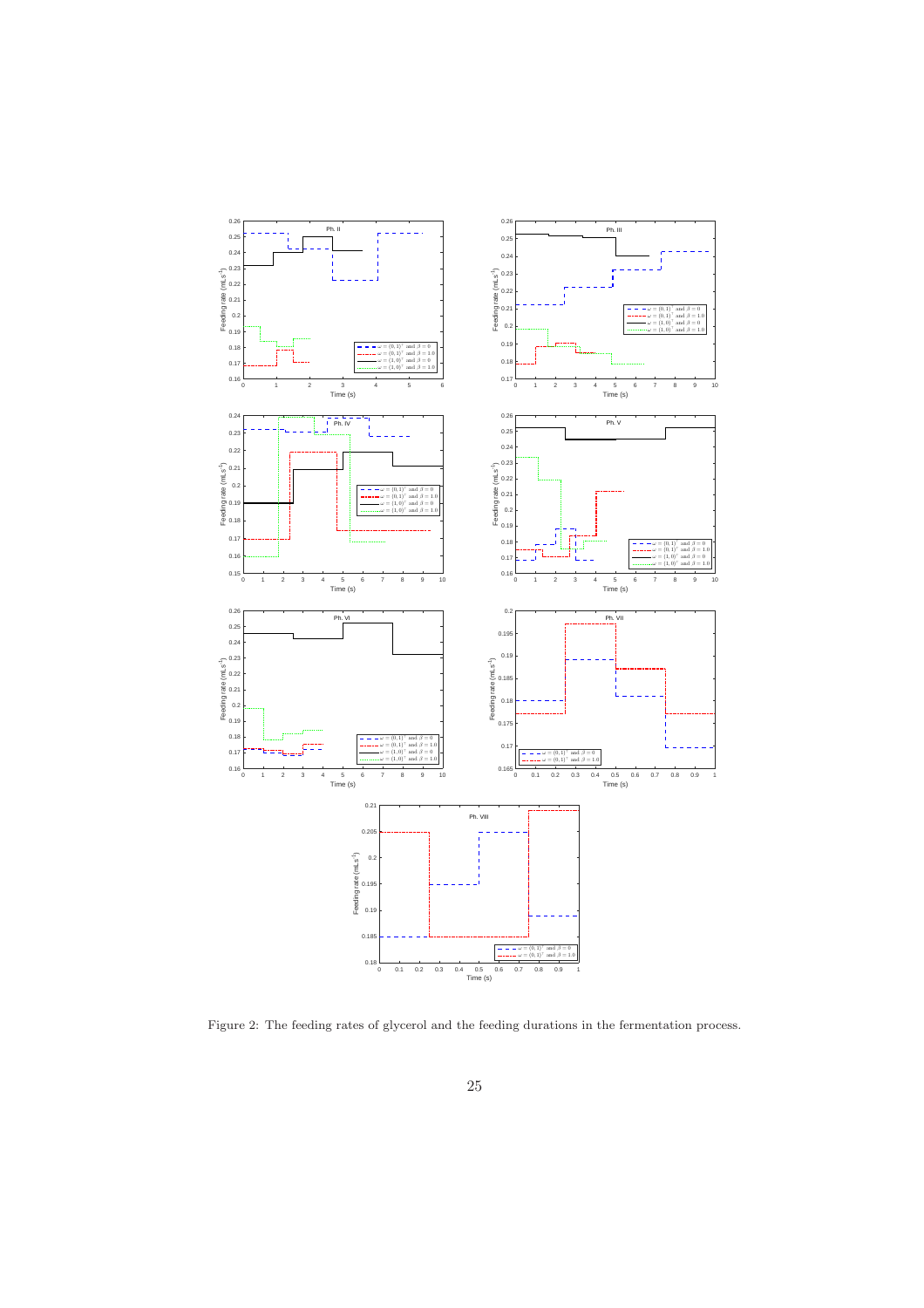Figure 2: The feeding rates of glycerol and the feeding durations in the fermentation process.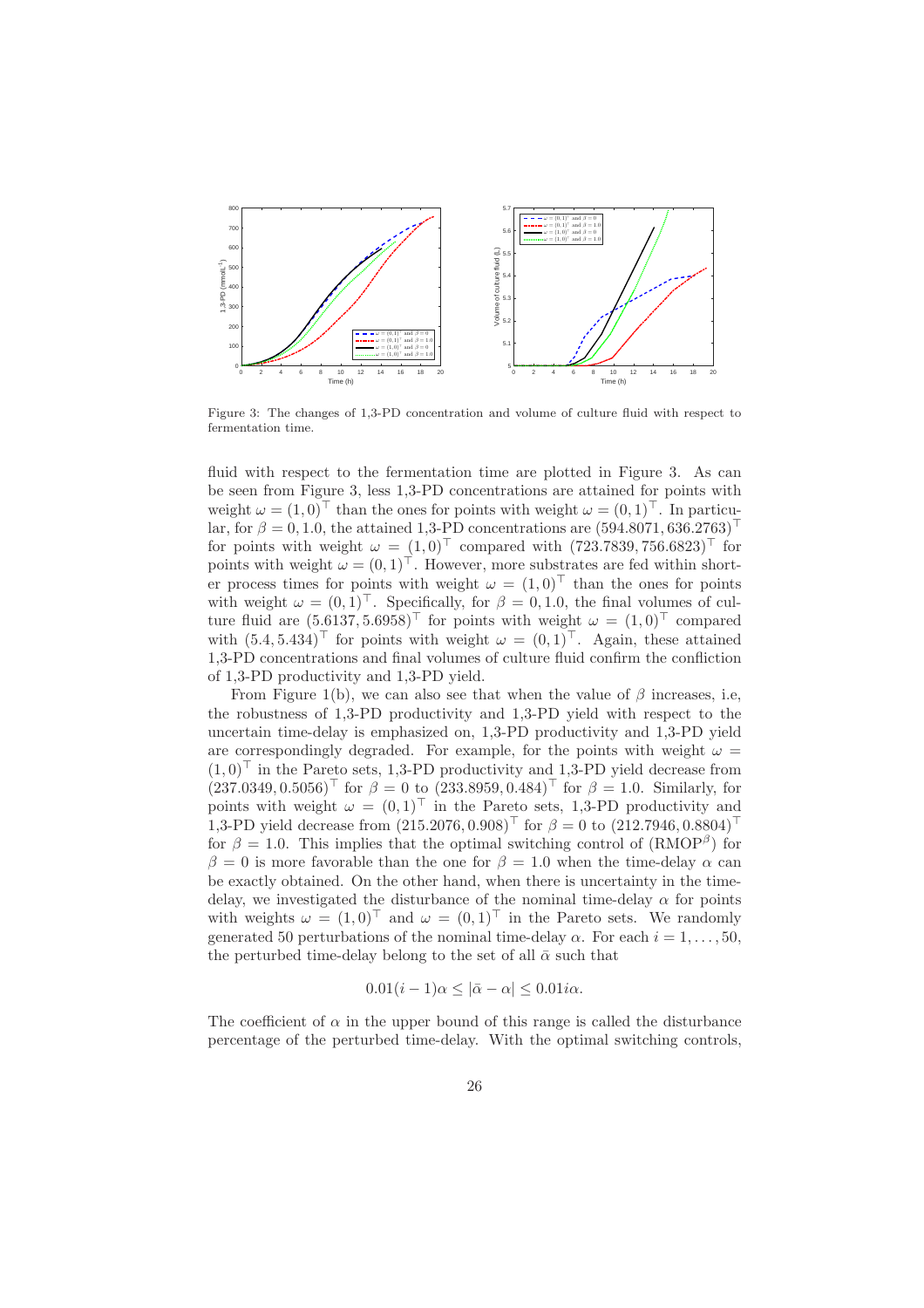Figure 3: The changes of 1,3-PD concentration and volume of culture fluid with respect to fermentation time.

fluid with respect to the fermentation time are plotted in Figure 3. As can be seen from Figure 3, less 1,3-PD concentrations are attained for points with weight $\omega = (1, 0)^\top$ than the ones for points with weight $\omega = (0, 1)^\top$. In particular, for $\beta = 0, 1.0$, the attained 1,3-PD concentrations are $(594.8071, 636.2763)^\top$ for points with weight $\omega = (1, 0)^\top$ compared with $(723.7839, 756.6823)^\top$ for points with weight $\omega = (0, 1)^\top$. However, more substrates are fed within shorter process times for points with weight $\omega = (1, 0)^\top$ than the ones for points with weight $\omega = (0, 1)^\top$. Specifically, for $\beta = 0, 1.0$, the final volumes of culture fluid are $(5.6137, 5.6958)^\top$ for points with weight $\omega = (1, 0)^\top$ compared with $(5.4, 5.434)^\top$ for points with weight $\omega = (0, 1)^\top$. Again, these attained 1,3-PD concentrations and final volumes of culture fluid confirm the confliction of 1,3-PD productivity and 1,3-PD yield.

From Figure 1(b), we can also see that when the value of $\beta$ increases, i.e, the robustness of 1,3-PD productivity and 1,3-PD yield with respect to the uncertain time-delay is emphasized on, 1,3-PD productivity and 1,3-PD yield are correspondingly degraded. For example, for the points with weight $\omega = (1, 0)^\top$ in the Pareto sets, 1,3-PD productivity and 1,3-PD yield decrease from $(237.0349, 0.5056)^\top$ for $\beta = 0$ to $(233.8959, 0.484)^\top$ for $\beta = 1.0$. Similarly, for points with weight $\omega = (0, 1)^\top$ in the Pareto sets, 1,3-PD productivity and 1,3-PD yield decrease from $(215.2076, 0.908)^\top$ for $\beta = 0$ to $(212.7946, 0.8804)^\top$ for $\beta = 1.0$. This implies that the optimal switching control of (RMOP$^\beta$) for $\beta = 0$ is more favorable than the one for $\beta = 1.0$ when the time-delay $\alpha$ can be exactly obtained. On the other hand, when there is uncertainty in the time-delay, we investigated the disturbance of the nominal time-delay $\alpha$ for points with weights $\omega = (1, 0)^\top$ and $\omega = (0, 1)^\top$ in the Pareto sets. We randomly generated 50 perturbations of the nominal time-delay $\alpha$. For each $i = 1, \ldots, 50$, the perturbed time-delay belong to the set of all $\bar{\alpha}$ such that

$$0.01(i - 1)\alpha \le |\bar{\alpha} - \alpha| \le 0.01i\alpha.$$

The coefficient of $\alpha$ in the upper bound of this range is called the disturbance percentage of the perturbed time-delay. With the optimal switching controls,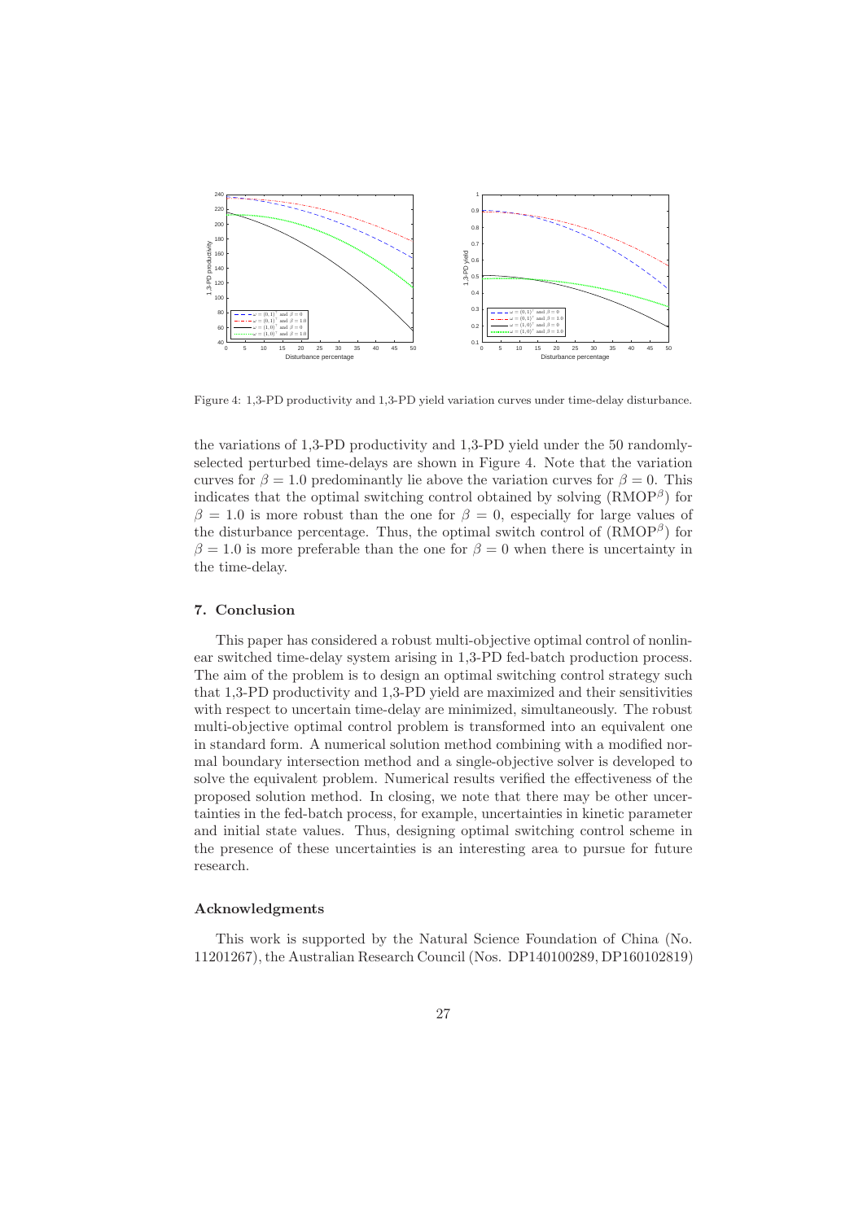Figure 4: 1,3-PD productivity and 1,3-PD yield variation curves under time-delay disturbance.

the variations of 1,3-PD productivity and 1,3-PD yield under the 50 randomly-selected perturbed time-delays are shown in Figure 4. Note that the variation curves for $\beta = 1.0$ predominantly lie above the variation curves for $\beta = 0$. This indicates that the optimal switching control obtained by solving (RMOP$^\beta$) for $\beta = 1.0$ is more robust than the one for $\beta = 0$, especially for large values of the disturbance percentage. Thus, the optimal switch control of (RMOP$^\beta$) for $\beta = 1.0$ is more preferable than the one for $\beta = 0$ when there is uncertainty in the time-delay.

## 7. Conclusion

This paper has considered a robust multi-objective optimal control of nonlinear switched time-delay system arising in 1,3-PD fed-batch production process. The aim of the problem is to design an optimal switching control strategy such that 1,3-PD productivity and 1,3-PD yield are maximized and their sensitivities with respect to uncertain time-delay are minimized, simultaneously. The robust multi-objective optimal control problem is transformed into an equivalent one in standard form. A numerical solution method combining with a modified normal boundary intersection method and a single-objective solver is developed to solve the equivalent problem. Numerical results verified the effectiveness of the proposed solution method. In closing, we note that there may be other uncertainties in the fed-batch process, for example, uncertainties in kinetic parameter and initial state values. Thus, designing optimal switching control scheme in the presence of these uncertainties is an interesting area to pursue for future research.

## Acknowledgments

This work is supported by the Natural Science Foundation of China (No. 11201267), the Australian Research Council (Nos. DP140100289, DP160102819)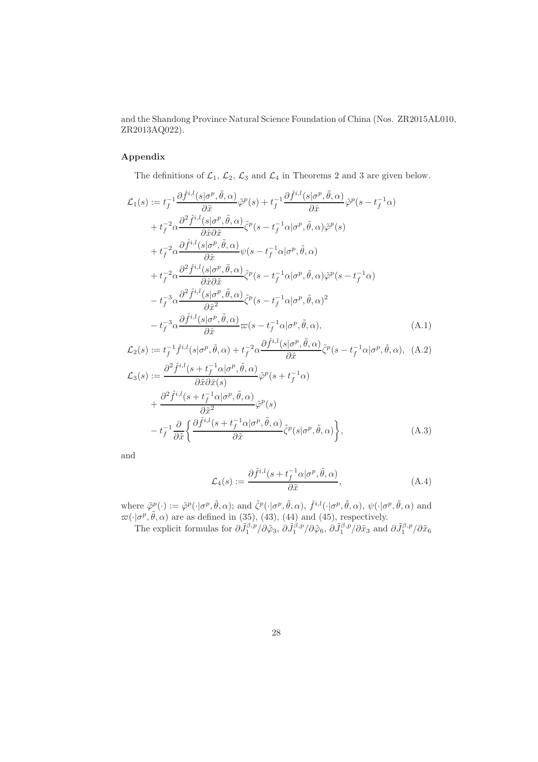and the Shandong Province Natural Science Foundation of China (Nos. ZR2015AL010, ZR2013AQ022).

## Appendix

The definitions of $\mathcal{L}_1$, $\mathcal{L}_2$, $\mathcal{L}_3$ and $\mathcal{L}_4$ in Theorems 2 and 3 are given below.

$$
\begin{aligned}
\mathcal{L}_1(s) := {} & t_f^{-1} \frac{\partial \hat{f}^{i,l}(s|\sigma^p, \tilde{\theta}, \alpha)}{\partial \tilde{x}} \tilde{\varphi}^p(s) + t_f^{-1} \frac{\partial \hat{f}^{i,l}(s|\sigma^p, \tilde{\theta}, \alpha)}{\partial \hat{x}} \tilde{\varphi}^p(s - t_f^{-1}\alpha) \\
& + t_f^{-2} \alpha \frac{\partial^2 \hat{f}^{i,l}(s|\sigma^p, \tilde{\theta}, \alpha)}{\partial \hat{x} \partial \tilde{x}} \tilde{\zeta}^p(s - t_f^{-1}\alpha|\sigma^p, \tilde{\theta}, \alpha) \tilde{\varphi}^p(s) \\
& + t_f^{-2} \alpha \frac{\partial \hat{f}^{i,l}(s|\sigma^p, \tilde{\theta}, \alpha)}{\partial \hat{x}} \psi(s - t_f^{-1}\alpha|\sigma^p, \tilde{\theta}, \alpha) \\
& + t_f^{-2} \alpha \frac{\partial^2 \hat{f}^{i,l}(s|\sigma^p, \tilde{\theta}, \alpha)}{\partial \hat{x} \partial \tilde{x}} \tilde{\zeta}^p(s - t_f^{-1}\alpha|\sigma^p, \tilde{\theta}, \alpha) \tilde{\varphi}^p(s - t_f^{-1}\alpha) \\
& - t_f^{-3} \alpha \frac{\partial^2 \hat{f}^{i,l}(s|\sigma^p, \tilde{\theta}, \alpha)}{\partial \hat{x}^2} \tilde{\zeta}^p(s - t_f^{-1}\alpha|\sigma^p, \tilde{\theta}, \alpha)^2 \\
& - t_f^{-3} \alpha \frac{\partial \hat{f}^{i,l}(s|\sigma^p, \tilde{\theta}, \alpha)}{\partial \hat{x}} \varpi(s - t_f^{-1}\alpha|\sigma^p, \tilde{\theta}, \alpha),
\end{aligned}
\tag{A.1}
$$

$$
\mathcal{L}_2(s) := t_f^{-1} \hat{f}^{i,l}(s|\sigma^p, \tilde{\theta}, \alpha) + t_f^{-2} \alpha \frac{\partial \hat{f}^{i,l}(s|\sigma^p, \tilde{\theta}, \alpha)}{\partial \hat{x}} \tilde{\zeta}^p(s - t_f^{-1}\alpha|\sigma^p, \tilde{\theta}, \alpha), \tag{A.2}
$$

$$
\begin{aligned}
\mathcal{L}_3(s) := {} & \frac{\partial^2 \hat{f}^{i,l}(s + t_f^{-1}\alpha|\sigma^p, \tilde{\theta}, \alpha)}{\partial \hat{x} \partial \tilde{x}(s)} \tilde{\varphi}^p(s + t_f^{-1}\alpha) \\
& + \frac{\partial^2 \hat{f}^{i,l}(s + t_f^{-1}\alpha|\sigma^p, \tilde{\theta}, \alpha)}{\partial \tilde{x}^2} \tilde{\varphi}^p(s) \\
& - t_f^{-1} \frac{\partial}{\partial \tilde{x}} \left\{ \frac{\partial \hat{f}^{i,l}(s + t_f^{-1}\alpha|\sigma^p, \tilde{\theta}, \alpha)}{\partial \hat{x}} \tilde{\zeta}^p(s|\sigma^p, \tilde{\theta}, \alpha) \right\},
\end{aligned}
\tag{A.3}
$$

and

$$
\mathcal{L}_4(s) := \frac{\partial \hat{f}^{i,l}(s + t_f^{-1}\alpha|\sigma^p, \tilde{\theta}, \alpha)}{\partial \tilde{x}}, \tag{A.4}
$$

where $\tilde{\varphi}^p(\cdot) := \tilde{\varphi}^p(\cdot|\sigma^p, \tilde{\theta}, \alpha)$; and $\tilde{\zeta}^p(\cdot|\sigma^p, \tilde{\theta}, \alpha)$, $\hat{f}^{i,l}(\cdot|\sigma^p, \tilde{\theta}, \alpha)$, $\psi(\cdot|\sigma^p, \tilde{\theta}, \alpha)$ and $\varpi(\cdot|\sigma^p, \tilde{\theta}, \alpha)$ are as defined in (35), (43), (44) and (45), respectively.

The explicit formulas for $\partial \tilde{J}_1^{\beta,p}/\partial \tilde{\varphi}_3$, $\partial \tilde{J}_1^{\beta,p}/\partial \tilde{\varphi}_6$, $\partial \tilde{J}_1^{\beta,p}/\partial \tilde{x}_3$ and $\partial \tilde{J}_1^{\beta,p}/\partial \tilde{x}_6$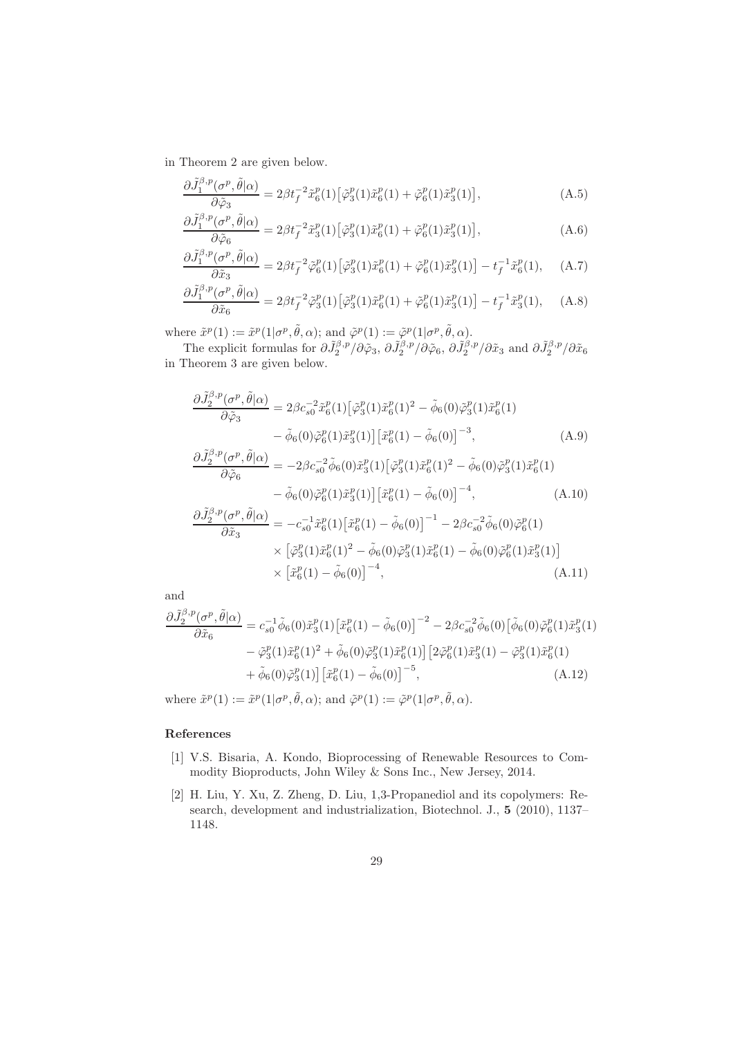in Theorem 2 are given below.

$$\frac{\partial \tilde{J}_1^{\beta,p}(\sigma^p,\tilde{\theta}|\alpha)}{\partial \tilde{\varphi}_3} = 2\beta t_f^{-2}\tilde{x}_6^p(1)\big[\tilde{\varphi}_3^p(1)\tilde{x}_6^p(1) + \tilde{\varphi}_6^p(1)\tilde{x}_3^p(1)\big], \tag{A.5}$$

$$\frac{\partial \tilde{J}_1^{\beta,p}(\sigma^p,\tilde{\theta}|\alpha)}{\partial \tilde{\varphi}_6} = 2\beta t_f^{-2}\tilde{x}_3^p(1)\big[\tilde{\varphi}_3^p(1)\tilde{x}_6^p(1) + \tilde{\varphi}_6^p(1)\tilde{x}_3^p(1)\big], \tag{A.6}$$

$$\frac{\partial \tilde{J}_1^{\beta,p}(\sigma^p,\tilde{\theta}|\alpha)}{\partial \tilde{x}_3} = 2\beta t_f^{-2}\tilde{\varphi}_6^p(1)\big[\tilde{\varphi}_3^p(1)\tilde{x}_6^p(1) + \tilde{\varphi}_6^p(1)\tilde{x}_3^p(1)\big] - t_f^{-1}\tilde{x}_6^p(1), \tag{A.7}$$

$$\frac{\partial \tilde{J}_1^{\beta,p}(\sigma^p,\tilde{\theta}|\alpha)}{\partial \tilde{x}_6} = 2\beta t_f^{-2}\tilde{\varphi}_3^p(1)\big[\tilde{\varphi}_3^p(1)\tilde{x}_6^p(1) + \tilde{\varphi}_6^p(1)\tilde{x}_3^p(1)\big] - t_f^{-1}\tilde{x}_3^p(1), \tag{A.8}$$

where $\tilde{x}^p(1) := \tilde{x}^p(1|\sigma^p,\tilde{\theta},\alpha)$; and $\tilde{\varphi}^p(1) := \tilde{\varphi}^p(1|\sigma^p,\tilde{\theta},\alpha)$.

The explicit formulas for $\partial \tilde{J}_2^{\beta,p}/\partial\tilde{\varphi}_3$, $\partial \tilde{J}_2^{\beta,p}/\partial\tilde{\varphi}_6$, $\partial \tilde{J}_2^{\beta,p}/\partial\tilde{x}_3$ and $\partial \tilde{J}_2^{\beta,p}/\partial\tilde{x}_6$ in Theorem 3 are given below.

$$\begin{aligned}\frac{\partial \tilde{J}_2^{\beta,p}(\sigma^p,\tilde{\theta}|\alpha)}{\partial \tilde{\varphi}_3} &= 2\beta c_{s0}^{-2}\tilde{x}_6^p(1)\big[\tilde{\varphi}_3^p(1)\tilde{x}_6^p(1)^2 - \tilde{\phi}_6(0)\tilde{\varphi}_3^p(1)\tilde{x}_6^p(1)\\ &\quad - \tilde{\phi}_6(0)\tilde{\varphi}_6^p(1)\tilde{x}_3^p(1)\big]\big[\tilde{x}_6^p(1) - \tilde{\phi}_6(0)\big]^{-3},\end{aligned} \tag{A.9}$$

$$\begin{aligned}\frac{\partial \tilde{J}_2^{\beta,p}(\sigma^p,\tilde{\theta}|\alpha)}{\partial \tilde{\varphi}_6} &= -2\beta c_{s0}^{-2}\tilde{\phi}_6(0)\tilde{x}_3^p(1)\big[\tilde{\varphi}_3^p(1)\tilde{x}_6^p(1)^2 - \tilde{\phi}_6(0)\tilde{\varphi}_3^p(1)\tilde{x}_6^p(1)\\ &\quad - \tilde{\phi}_6(0)\tilde{\varphi}_6^p(1)\tilde{x}_3^p(1)\big]\big[\tilde{x}_6^p(1) - \tilde{\phi}_6(0)\big]^{-4},\end{aligned} \tag{A.10}$$

$$\begin{aligned}\frac{\partial \tilde{J}_2^{\beta,p}(\sigma^p,\tilde{\theta}|\alpha)}{\partial \tilde{x}_3} &= -c_{s0}^{-1}\tilde{x}_6^p(1)\big[\tilde{x}_6^p(1) - \tilde{\phi}_6(0)\big]^{-1} - 2\beta c_{s0}^{-2}\tilde{\phi}_6(0)\tilde{\varphi}_6^p(1)\\ &\quad \times \big[\tilde{\varphi}_3^p(1)\tilde{x}_6^p(1)^2 - \tilde{\phi}_6(0)\tilde{\varphi}_3^p(1)\tilde{x}_6^p(1) - \tilde{\phi}_6(0)\tilde{\varphi}_6^p(1)\tilde{x}_3^p(1)\big]\\ &\quad \times \big[\tilde{x}_6^p(1) - \tilde{\phi}_6(0)\big]^{-4},\end{aligned} \tag{A.11}$$

and

$$\begin{aligned}\frac{\partial \tilde{J}_2^{\beta,p}(\sigma^p,\tilde{\theta}|\alpha)}{\partial \tilde{x}_6} &= c_{s0}^{-1}\tilde{\phi}_6(0)\tilde{x}_3^p(1)\big[\tilde{x}_6^p(1) - \tilde{\phi}_6(0)\big]^{-2} - 2\beta c_{s0}^{-2}\tilde{\phi}_6(0)\big[\tilde{\phi}_6(0)\tilde{\varphi}_6^p(1)\tilde{x}_3^p(1)\\ &\quad - \tilde{\varphi}_3^p(1)\tilde{x}_6^p(1)^2 + \tilde{\phi}_6(0)\tilde{\varphi}_3^p(1)\tilde{x}_6^p(1)\big]\big[2\tilde{\varphi}_6^p(1)\tilde{x}_3^p(1) - \tilde{\varphi}_3^p(1)\tilde{x}_6^p(1)\\ &\quad + \tilde{\phi}_6(0)\tilde{\varphi}_3^p(1)\big]\big[\tilde{x}_6^p(1) - \tilde{\phi}_6(0)\big]^{-5},\end{aligned} \tag{A.12}$$

where $\tilde{x}^p(1) := \tilde{x}^p(1|\sigma^p,\tilde{\theta},\alpha)$; and $\tilde{\varphi}^p(1) := \tilde{\varphi}^p(1|\sigma^p,\tilde{\theta},\alpha)$.

## References

[1] V.S. Bisaria, A. Kondo, Bioprocessing of Renewable Resources to Commodity Bioproducts, John Wiley & Sons Inc., New Jersey, 2014.

[2] H. Liu, Y. Xu, Z. Zheng, D. Liu, 1,3-Propanediol and its copolymers: Research, development and industrialization, Biotechnol. J., **5** (2010), 1137–1148.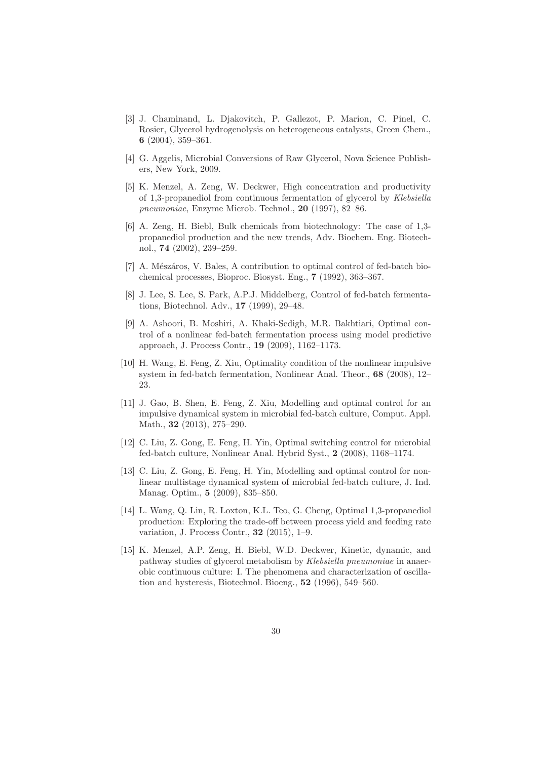[3] J. Chaminand, L. Djakovitch, P. Gallezot, P. Marion, C. Pinel, C. Rosier, Glycerol hydrogenolysis on heterogeneous catalysts, Green Chem., **6** (2004), 359–361.

[4] G. Aggelis, Microbial Conversions of Raw Glycerol, Nova Science Publishers, New York, 2009.

[5] K. Menzel, A. Zeng, W. Deckwer, High concentration and productivity of 1,3-propanediol from continuous fermentation of glycerol by *Klebsiella pneumoniae*, Enzyme Microb. Technol., **20** (1997), 82–86.

[6] A. Zeng, H. Biebl, Bulk chemicals from biotechnology: The case of 1,3-propanediol production and the new trends, Adv. Biochem. Eng. Biotechnol., **74** (2002), 239–259.

[7] A. Mészáros, V. Bales, A contribution to optimal control of fed-batch biochemical processes, Bioproc. Biosyst. Eng., **7** (1992), 363–367.

[8] J. Lee, S. Lee, S. Park, A.P.J. Middelberg, Control of fed-batch fermentations, Biotechnol. Adv., **17** (1999), 29–48.

[9] A. Ashoori, B. Moshiri, A. Khaki-Sedigh, M.R. Bakhtiari, Optimal control of a nonlinear fed-batch fermentation process using model predictive approach, J. Process Contr., **19** (2009), 1162–1173.

[10] H. Wang, E. Feng, Z. Xiu, Optimality condition of the nonlinear impulsive system in fed-batch fermentation, Nonlinear Anal. Theor., **68** (2008), 12–23.

[11] J. Gao, B. Shen, E. Feng, Z. Xiu, Modelling and optimal control for an impulsive dynamical system in microbial fed-batch culture, Comput. Appl. Math., **32** (2013), 275–290.

[12] C. Liu, Z. Gong, E. Feng, H. Yin, Optimal switching control for microbial fed-batch culture, Nonlinear Anal. Hybrid Syst., **2** (2008), 1168–1174.

[13] C. Liu, Z. Gong, E. Feng, H. Yin, Modelling and optimal control for nonlinear multistage dynamical system of microbial fed-batch culture, J. Ind. Manag. Optim., **5** (2009), 835–850.

[14] L. Wang, Q. Lin, R. Loxton, K.L. Teo, G. Cheng, Optimal 1,3-propanediol production: Exploring the trade-off between process yield and feeding rate variation, J. Process Contr., **32** (2015), 1–9.

[15] K. Menzel, A.P. Zeng, H. Biebl, W.D. Deckwer, Kinetic, dynamic, and pathway studies of glycerol metabolism by *Klebsiella pneumoniae* in anaerobic continuous culture: I. The phenomena and characterization of oscillation and hysteresis, Biotechnol. Bioeng., **52** (1996), 549–560.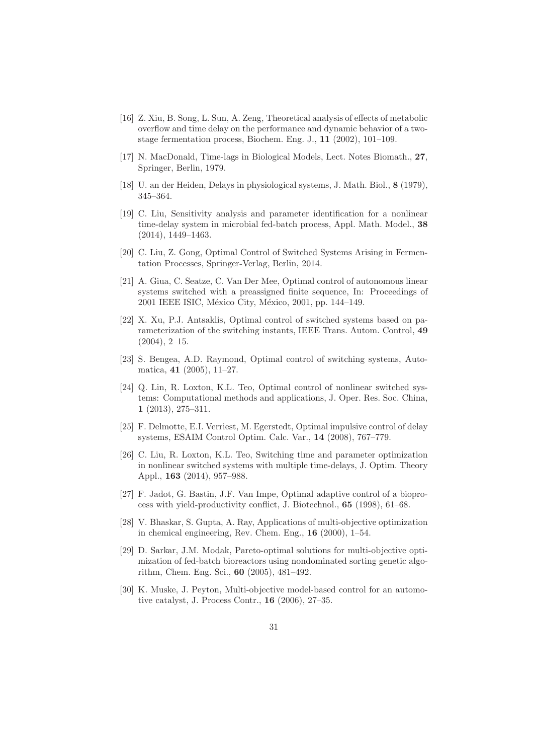[16] Z. Xiu, B. Song, L. Sun, A. Zeng, Theoretical analysis of effects of metabolic overflow and time delay on the performance and dynamic behavior of a two-stage fermentation process, Biochem. Eng. J., **11** (2002), 101–109.

[17] N. MacDonald, Time-lags in Biological Models, Lect. Notes Biomath., **27**, Springer, Berlin, 1979.

[18] U. an der Heiden, Delays in physiological systems, J. Math. Biol., **8** (1979), 345–364.

[19] C. Liu, Sensitivity analysis and parameter identification for a nonlinear time-delay system in microbial fed-batch process, Appl. Math. Model., **38** (2014), 1449–1463.

[20] C. Liu, Z. Gong, Optimal Control of Switched Systems Arising in Fermentation Processes, Springer-Verlag, Berlin, 2014.

[21] A. Giua, C. Seatze, C. Van Der Mee, Optimal control of autonomous linear systems switched with a preassigned finite sequence, In: Proceedings of 2001 IEEE ISIC, México City, México, 2001, pp. 144–149.

[22] X. Xu, P.J. Antsaklis, Optimal control of switched systems based on parameterization of the switching instants, IEEE Trans. Autom. Control, **49** (2004), 2–15.

[23] S. Bengea, A.D. Raymond, Optimal control of switching systems, Automatica, **41** (2005), 11–27.

[24] Q. Lin, R. Loxton, K.L. Teo, Optimal control of nonlinear switched systems: Computational methods and applications, J. Oper. Res. Soc. China, **1** (2013), 275–311.

[25] F. Delmotte, E.I. Verriest, M. Egerstedt, Optimal impulsive control of delay systems, ESAIM Control Optim. Calc. Var., **14** (2008), 767–779.

[26] C. Liu, R. Loxton, K.L. Teo, Switching time and parameter optimization in nonlinear switched systems with multiple time-delays, J. Optim. Theory Appl., **163** (2014), 957–988.

[27] F. Jadot, G. Bastin, J.F. Van Impe, Optimal adaptive control of a bioprocess with yield-productivity conflict, J. Biotechnol., **65** (1998), 61–68.

[28] V. Bhaskar, S. Gupta, A. Ray, Applications of multi-objective optimization in chemical engineering, Rev. Chem. Eng., **16** (2000), 1–54.

[29] D. Sarkar, J.M. Modak, Pareto-optimal solutions for multi-objective optimization of fed-batch bioreactors using nondominated sorting genetic algorithm, Chem. Eng. Sci., **60** (2005), 481–492.

[30] K. Muske, J. Peyton, Multi-objective model-based control for an automotive catalyst, J. Process Contr., **16** (2006), 27–35.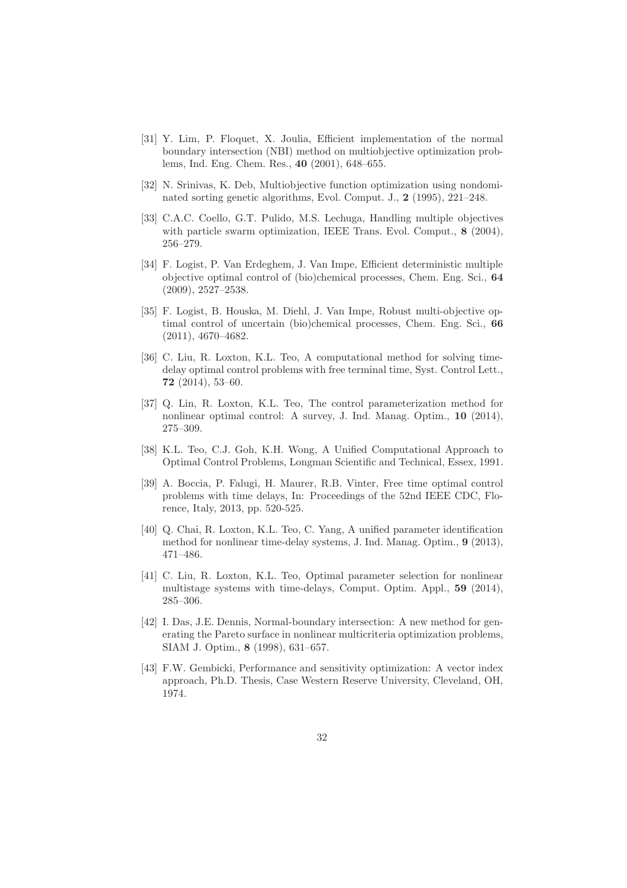[31] Y. Lim, P. Floquet, X. Joulia, Efficient implementation of the normal boundary intersection (NBI) method on multiobjective optimization problems, Ind. Eng. Chem. Res., **40** (2001), 648–655.

[32] N. Srinivas, K. Deb, Multiobjective function optimization using nondominated sorting genetic algorithms, Evol. Comput. J., **2** (1995), 221–248.

[33] C.A.C. Coello, G.T. Pulido, M.S. Lechuga, Handling multiple objectives with particle swarm optimization, IEEE Trans. Evol. Comput., **8** (2004), 256–279.

[34] F. Logist, P. Van Erdeghem, J. Van Impe, Efficient deterministic multiple objective optimal control of (bio)chemical processes, Chem. Eng. Sci., **64** (2009), 2527–2538.

[35] F. Logist, B. Houska, M. Diehl, J. Van Impe, Robust multi-objective optimal control of uncertain (bio)chemical processes, Chem. Eng. Sci., **66** (2011), 4670–4682.

[36] C. Liu, R. Loxton, K.L. Teo, A computational method for solving time-delay optimal control problems with free terminal time, Syst. Control Lett., **72** (2014), 53–60.

[37] Q. Lin, R. Loxton, K.L. Teo, The control parameterization method for nonlinear optimal control: A survey, J. Ind. Manag. Optim., **10** (2014), 275–309.

[38] K.L. Teo, C.J. Goh, K.H. Wong, A Unified Computational Approach to Optimal Control Problems, Longman Scientific and Technical, Essex, 1991.

[39] A. Boccia, P. Falugi, H. Maurer, R.B. Vinter, Free time optimal control problems with time delays, In: Proceedings of the 52nd IEEE CDC, Florence, Italy, 2013, pp. 520-525.

[40] Q. Chai, R. Loxton, K.L. Teo, C. Yang, A unified parameter identification method for nonlinear time-delay systems, J. Ind. Manag. Optim., **9** (2013), 471–486.

[41] C. Liu, R. Loxton, K.L. Teo, Optimal parameter selection for nonlinear multistage systems with time-delays, Comput. Optim. Appl., **59** (2014), 285–306.

[42] I. Das, J.E. Dennis, Normal-boundary intersection: A new method for generating the Pareto surface in nonlinear multicriteria optimization problems, SIAM J. Optim., **8** (1998), 631–657.

[43] F.W. Gembicki, Performance and sensitivity optimization: A vector index approach, Ph.D. Thesis, Case Western Reserve University, Cleveland, OH, 1974.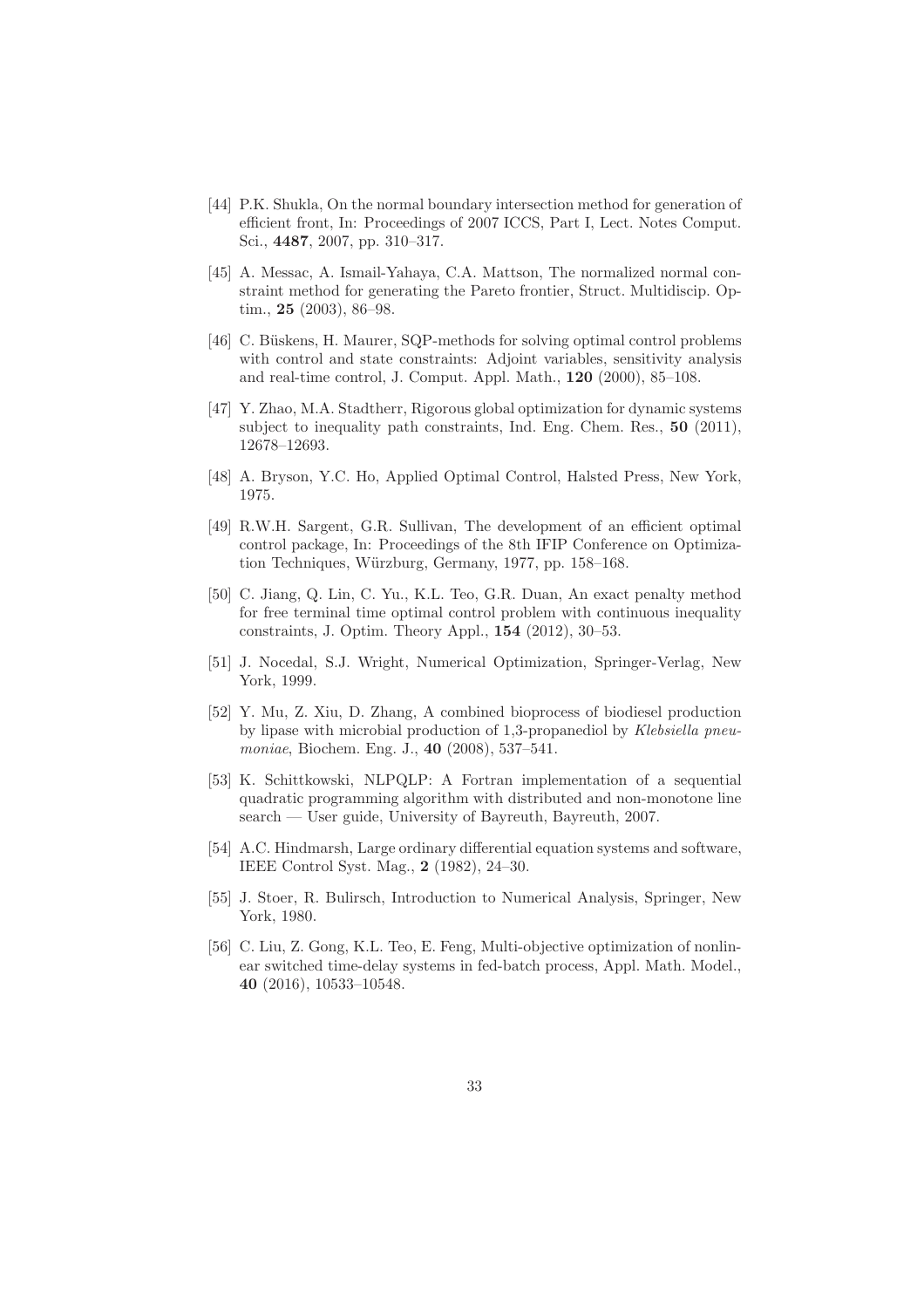[44] P.K. Shukla, On the normal boundary intersection method for generation of efficient front, In: Proceedings of 2007 ICCS, Part I, Lect. Notes Comput. Sci., **4487**, 2007, pp. 310–317.

[45] A. Messac, A. Ismail-Yahaya, C.A. Mattson, The normalized normal constraint method for generating the Pareto frontier, Struct. Multidiscip. Optim., **25** (2003), 86–98.

[46] C. Büskens, H. Maurer, SQP-methods for solving optimal control problems with control and state constraints: Adjoint variables, sensitivity analysis and real-time control, J. Comput. Appl. Math., **120** (2000), 85–108.

[47] Y. Zhao, M.A. Stadtherr, Rigorous global optimization for dynamic systems subject to inequality path constraints, Ind. Eng. Chem. Res., **50** (2011), 12678–12693.

[48] A. Bryson, Y.C. Ho, Applied Optimal Control, Halsted Press, New York, 1975.

[49] R.W.H. Sargent, G.R. Sullivan, The development of an efficient optimal control package, In: Proceedings of the 8th IFIP Conference on Optimization Techniques, Würzburg, Germany, 1977, pp. 158–168.

[50] C. Jiang, Q. Lin, C. Yu., K.L. Teo, G.R. Duan, An exact penalty method for free terminal time optimal control problem with continuous inequality constraints, J. Optim. Theory Appl., **154** (2012), 30–53.

[51] J. Nocedal, S.J. Wright, Numerical Optimization, Springer-Verlag, New York, 1999.

[52] Y. Mu, Z. Xiu, D. Zhang, A combined bioprocess of biodiesel production by lipase with microbial production of 1,3-propanediol by *Klebsiella pneumoniae*, Biochem. Eng. J., **40** (2008), 537–541.

[53] K. Schittkowski, NLPQLP: A Fortran implementation of a sequential quadratic programming algorithm with distributed and non-monotone line search — User guide, University of Bayreuth, Bayreuth, 2007.

[54] A.C. Hindmarsh, Large ordinary differential equation systems and software, IEEE Control Syst. Mag., **2** (1982), 24–30.

[55] J. Stoer, R. Bulirsch, Introduction to Numerical Analysis, Springer, New York, 1980.

[56] C. Liu, Z. Gong, K.L. Teo, E. Feng, Multi-objective optimization of nonlinear switched time-delay systems in fed-batch process, Appl. Math. Model., **40** (2016), 10533–10548.